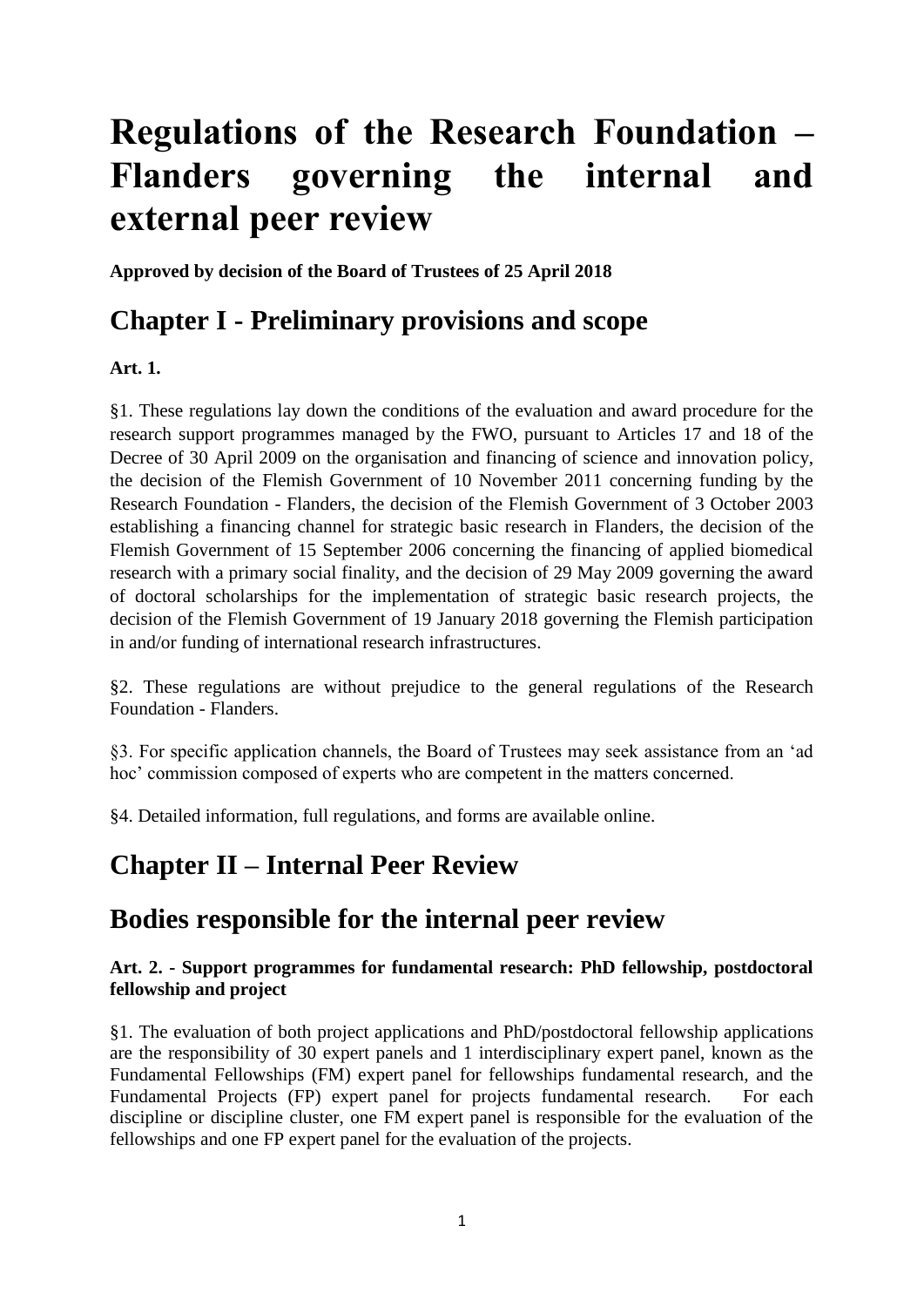# Regulations of the Research Foundation – Flanders governing the internal and external peer review

**Approved by decision of the Board of Trustees of 25 April 2018**

## Chapter I - Preliminary provisions and scope

**Art. 1.**

§1. These regulations lay down the conditions of the evaluation and award procedure for the research support programmes managed by the FWO, pursuant to Articles 17 and 18 of the Decree of 30 April 2009 on the organisation and financing of science and innovation policy, the decision of the Flemish Government of 10 November 2011 concerning funding by the Research Foundation - Flanders, the decision of the Flemish Government of 3 October 2003 establishing a financing channel for strategic basic research in Flanders, the decision of the Flemish Government of 15 September 2006 concerning the financing of applied biomedical research with a primary social finality, and the decision of 29 May 2009 governing the award of doctoral scholarships for the implementation of strategic basic research projects, the decision of the Flemish Government of 19 January 2018 governing the Flemish participation in and/or funding of international research infrastructures.

§2. These regulations are without prejudice to the general regulations of the Research Foundation - Flanders.

§3. For specific application channels, the Board of Trustees may seek assistance from an 'ad hoc' commission composed of experts who are competent in the matters concerned.

§4. Detailed information, full regulations, and forms are available online.

## Chapter II – Internal Peer Review

## Bodies responsible for the internal peer review

**Art. 2. - Support programmes for fundamental research: PhD fellowship, postdoctoral fellowship and project**

§1. The evaluation of both project applications and PhD/postdoctoral fellowship applications are the responsibility of 30 expert panels and 1 interdisciplinary expert panel, known as the Fundamental Fellowships (FM) expert panel for fellowships fundamental research, and the Fundamental Projects (FP) expert panel for projects fundamental research. For each discipline or discipline cluster, one FM expert panel is responsible for the evaluation of the fellowships and one FP expert panel for the evaluation of the projects.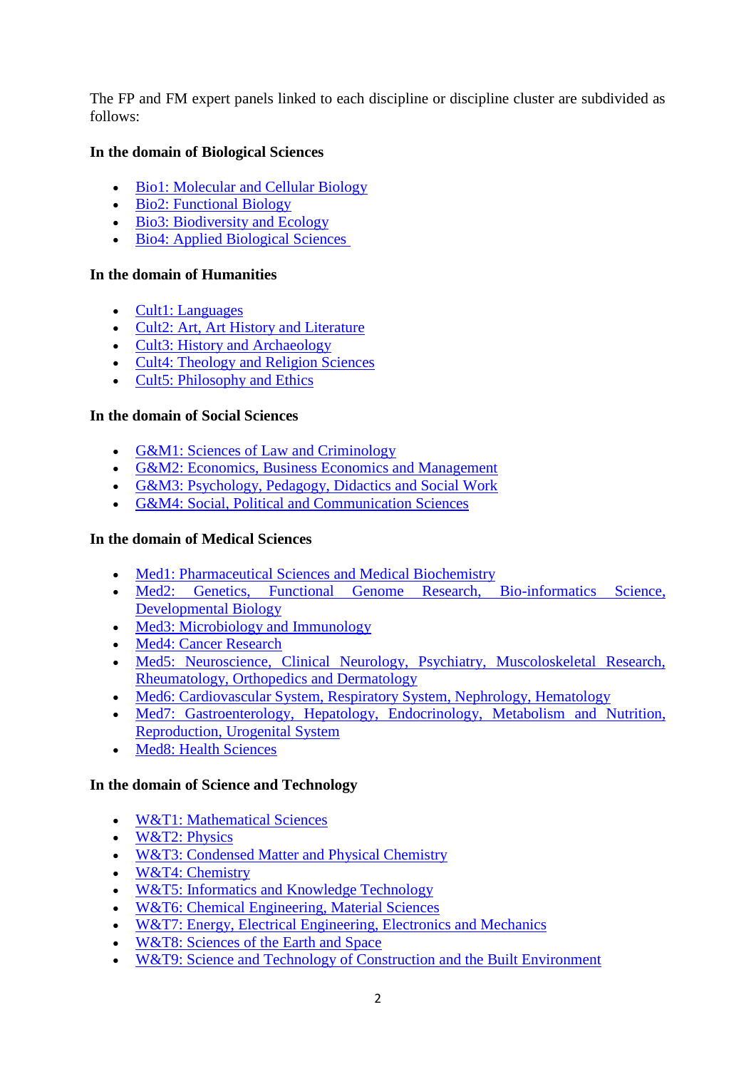The FP and FM expert panels linked to each discipline or discipline cluster are subdivided as follows:

**In the domain of Biological Sciences**

- Bio1: Molecular and Cellular Biology
- Bio2: Functional Biology
- Bio3: Biodiversity and Ecology
- Bio4: Applied Biological Sciences

**In the domain of Humanities**

- Cult1: Languages
- Cult2: Art, Art History and Literature
- Cult3: History and Archaeology
- Cult4: Theology and Religion Sciences
- Cult5: Philosophy and Ethics

**In the domain of Social Sciences**

- G&M1: Sciences of Law and Criminology
- G&M2: Economics, Business Economics and Management
- G&M3: Psychology, Pedagogy, Didactics and Social Work
- G&M4: Social, Political and Communication Sciences

**In the domain of Medical Sciences**

- Med1: Pharmaceutical Sciences and Medical Biochemistry
- Med2: Genetics, Functional Genome Research, Bio-informatics Science, Developmental Biology
- Med3: Microbiology and Immunology
- Med4: Cancer Research
- Med5: Neuroscience, Clinical Neurology, Psychiatry, Muscoloskeletal Research, Rheumatology, Orthopedics and Dermatology
- Med6: Cardiovascular System, Respiratory System, Nephrology, Hematology
- Med7: Gastroenterology, Hepatology, Endocrinology, Metabolism and Nutrition, Reproduction, Urogenital System
- Med8: Health Sciences

**In the domain of Science and Technology**

- W&T1: Mathematical Sciences
- W&T2: Physics
- W&T3: Condensed Matter and Physical Chemistry
- W&T4: Chemistry
- W&T5: Informatics and Knowledge Technology
- W&T6: Chemical Engineering, Material Sciences
- W&T7: Energy, Electrical Engineering, Electronics and Mechanics
- W&T8: Sciences of the Earth and Space
- W&T9: Science and Technology of Construction and the Built Environment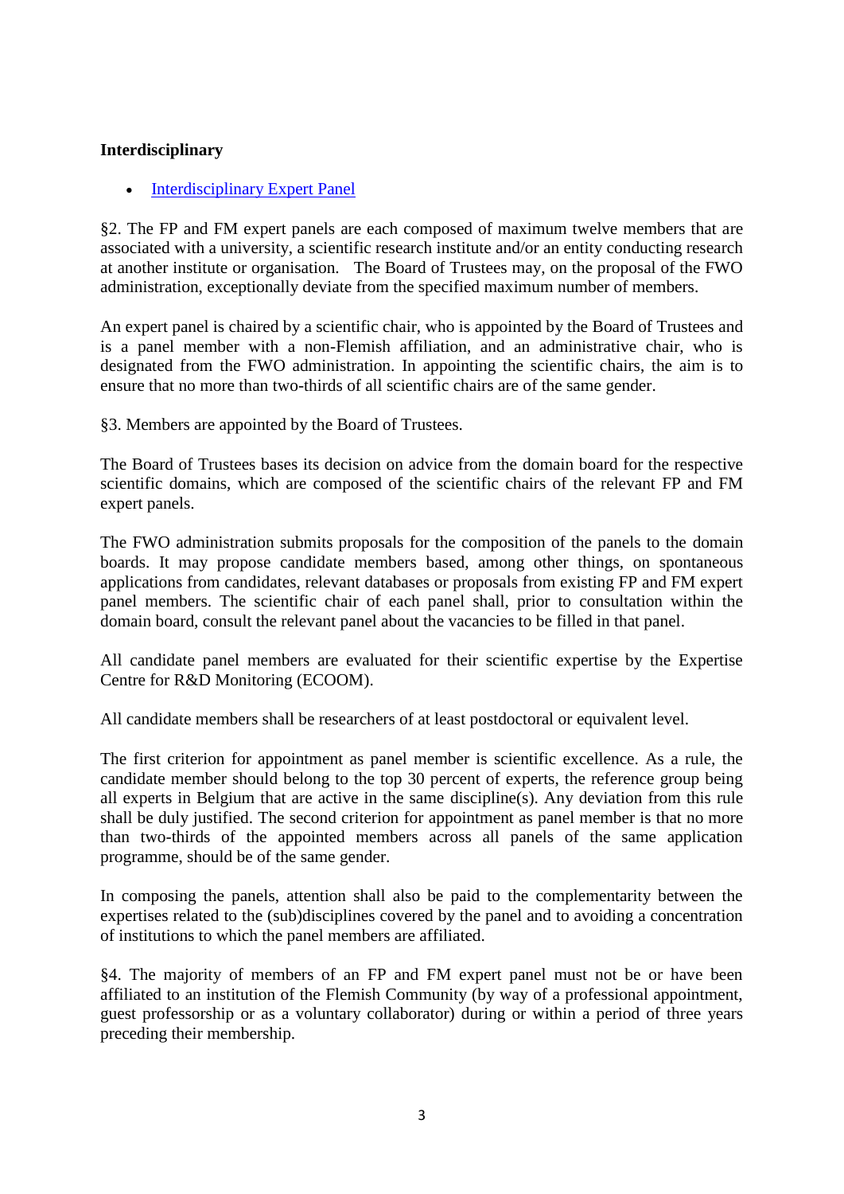**Interdisciplinary**

- Interdisciplinary Expert Panel

§2. The FP and FM expert panels are each composed of maximum twelve members that are associated with a university, a scientific research institute and/or an entity conducting research at another institute or organisation. The Board of Trustees may, on the proposal of the FWO administration, exceptionally deviate from the specified maximum number of members.

An expert panel is chaired by a scientific chair, who is appointed by the Board of Trustees and is a panel member with a non-Flemish affiliation, and an administrative chair, who is designated from the FWO administration. In appointing the scientific chairs, the aim is to ensure that no more than two-thirds of all scientific chairs are of the same gender.

§3. Members are appointed by the Board of Trustees.

The Board of Trustees bases its decision on advice from the domain board for the respective scientific domains, which are composed of the scientific chairs of the relevant FP and FM expert panels.

The FWO administration submits proposals for the composition of the panels to the domain boards. It may propose candidate members based, among other things, on spontaneous applications from candidates, relevant databases or proposals from existing FP and FM expert panel members. The scientific chair of each panel shall, prior to consultation within the domain board, consult the relevant panel about the vacancies to be filled in that panel.

All candidate panel members are evaluated for their scientific expertise by the Expertise Centre for R&D Monitoring (ECOOM).

All candidate members shall be researchers of at least postdoctoral or equivalent level.

The first criterion for appointment as panel member is scientific excellence. As a rule, the candidate member should belong to the top 30 percent of experts, the reference group being all experts in Belgium that are active in the same discipline(s). Any deviation from this rule shall be duly justified. The second criterion for appointment as panel member is that no more than two-thirds of the appointed members across all panels of the same application programme, should be of the same gender.

In composing the panels, attention shall also be paid to the complementarity between the expertises related to the (sub)disciplines covered by the panel and to avoiding a concentration of institutions to which the panel members are affiliated.

§4. The majority of members of an FP and FM expert panel must not be or have been affiliated to an institution of the Flemish Community (by way of a professional appointment, guest professorship or as a voluntary collaborator) during or within a period of three years preceding their membership.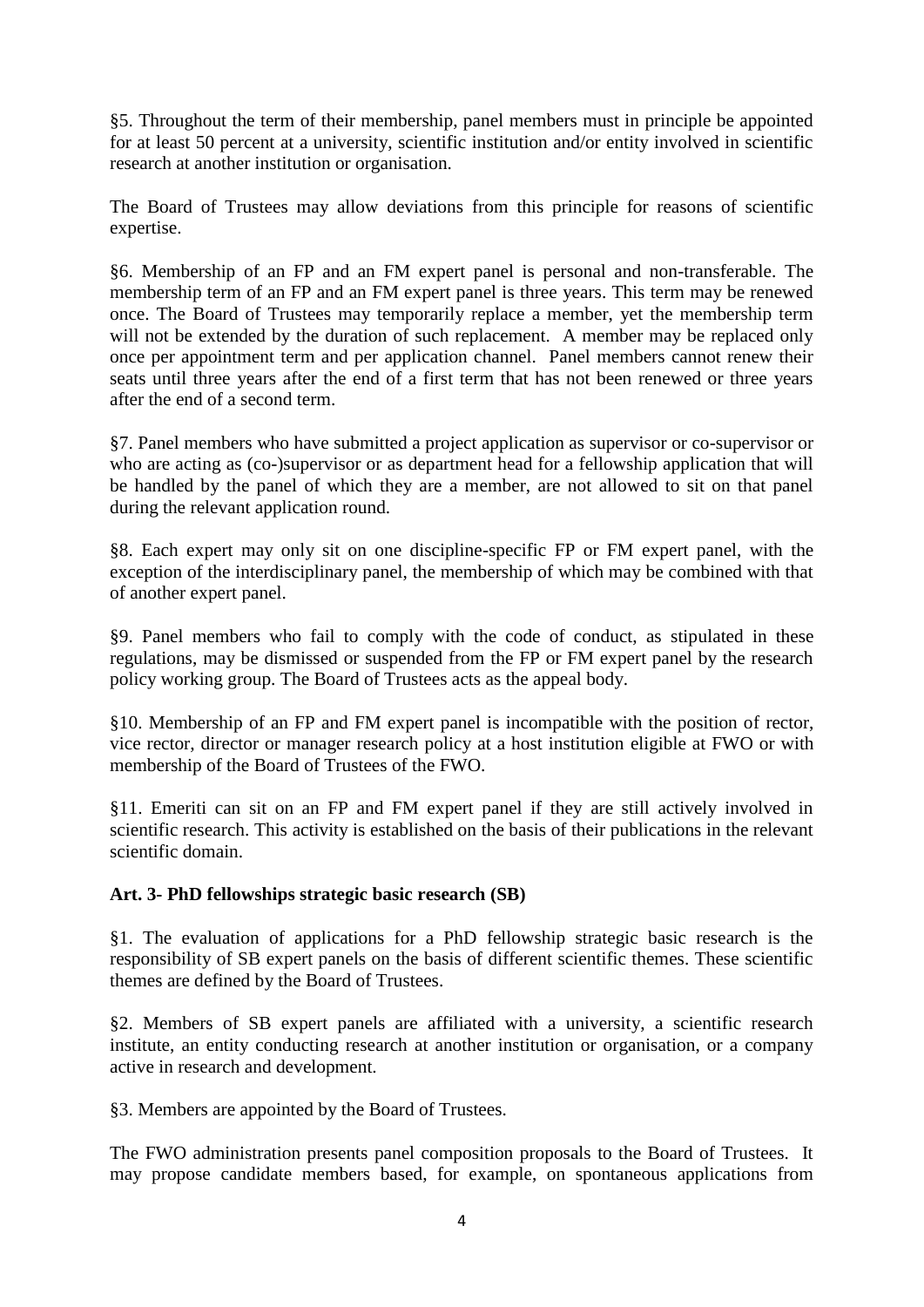§5. Throughout the term of their membership, panel members must in principle be appointed for at least 50 percent at a university, scientific institution and/or entity involved in scientific research at another institution or organisation.

The Board of Trustees may allow deviations from this principle for reasons of scientific expertise.

§6. Membership of an FP and an FM expert panel is personal and non-transferable. The membership term of an FP and an FM expert panel is three years. This term may be renewed once. The Board of Trustees may temporarily replace a member, yet the membership term will not be extended by the duration of such replacement. A member may be replaced only once per appointment term and per application channel. Panel members cannot renew their seats until three years after the end of a first term that has not been renewed or three years after the end of a second term.

§7. Panel members who have submitted a project application as supervisor or co-supervisor or who are acting as (co-)supervisor or as department head for a fellowship application that will be handled by the panel of which they are a member, are not allowed to sit on that panel during the relevant application round.

§8. Each expert may only sit on one discipline-specific FP or FM expert panel, with the exception of the interdisciplinary panel, the membership of which may be combined with that of another expert panel.

§9. Panel members who fail to comply with the code of conduct, as stipulated in these regulations, may be dismissed or suspended from the FP or FM expert panel by the research policy working group. The Board of Trustees acts as the appeal body.

§10. Membership of an FP and FM expert panel is incompatible with the position of rector, vice rector, director or manager research policy at a host institution eligible at FWO or with membership of the Board of Trustees of the FWO.

§11. Emeriti can sit on an FP and FM expert panel if they are still actively involved in scientific research. This activity is established on the basis of their publications in the relevant scientific domain.

**Art. 3- PhD fellowships strategic basic research (SB)**

§1. The evaluation of applications for a PhD fellowship strategic basic research is the responsibility of SB expert panels on the basis of different scientific themes. These scientific themes are defined by the Board of Trustees.

§2. Members of SB expert panels are affiliated with a university, a scientific research institute, an entity conducting research at another institution or organisation, or a company active in research and development.

§3. Members are appointed by the Board of Trustees.

The FWO administration presents panel composition proposals to the Board of Trustees. It may propose candidate members based, for example, on spontaneous applications from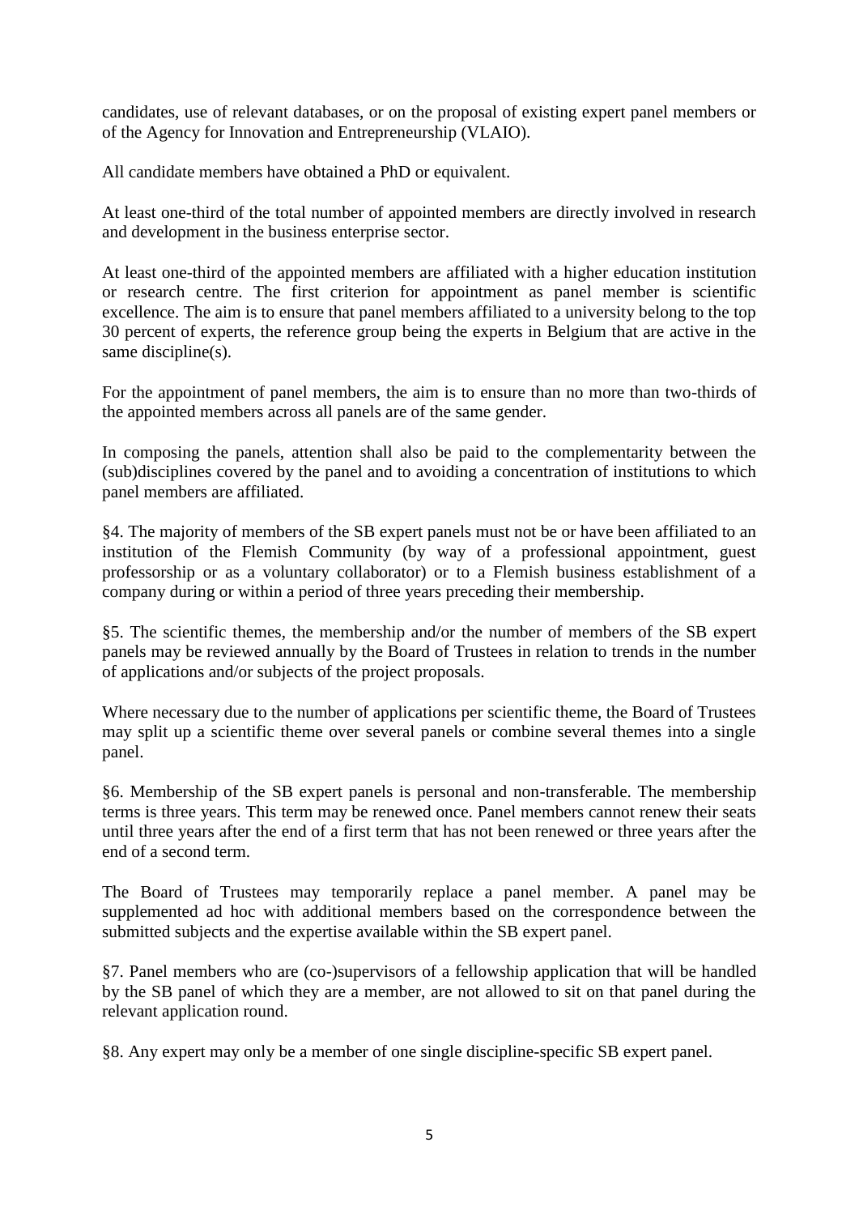candidates, use of relevant databases, or on the proposal of existing expert panel members or of the Agency for Innovation and Entrepreneurship (VLAIO).

All candidate members have obtained a PhD or equivalent.

At least one-third of the total number of appointed members are directly involved in research and development in the business enterprise sector.

At least one-third of the appointed members are affiliated with a higher education institution or research centre. The first criterion for appointment as panel member is scientific excellence. The aim is to ensure that panel members affiliated to a university belong to the top 30 percent of experts, the reference group being the experts in Belgium that are active in the same discipline(s).

For the appointment of panel members, the aim is to ensure than no more than two-thirds of the appointed members across all panels are of the same gender.

In composing the panels, attention shall also be paid to the complementarity between the (sub)disciplines covered by the panel and to avoiding a concentration of institutions to which panel members are affiliated.

§4. The majority of members of the SB expert panels must not be or have been affiliated to an institution of the Flemish Community (by way of a professional appointment, guest professorship or as a voluntary collaborator) or to a Flemish business establishment of a company during or within a period of three years preceding their membership.

§5. The scientific themes, the membership and/or the number of members of the SB expert panels may be reviewed annually by the Board of Trustees in relation to trends in the number of applications and/or subjects of the project proposals.

Where necessary due to the number of applications per scientific theme, the Board of Trustees may split up a scientific theme over several panels or combine several themes into a single panel.

§6. Membership of the SB expert panels is personal and non-transferable. The membership terms is three years. This term may be renewed once. Panel members cannot renew their seats until three years after the end of a first term that has not been renewed or three years after the end of a second term.

The Board of Trustees may temporarily replace a panel member. A panel may be supplemented ad hoc with additional members based on the correspondence between the submitted subjects and the expertise available within the SB expert panel.

§7. Panel members who are (co-)supervisors of a fellowship application that will be handled by the SB panel of which they are a member, are not allowed to sit on that panel during the relevant application round.

§8. Any expert may only be a member of one single discipline-specific SB expert panel.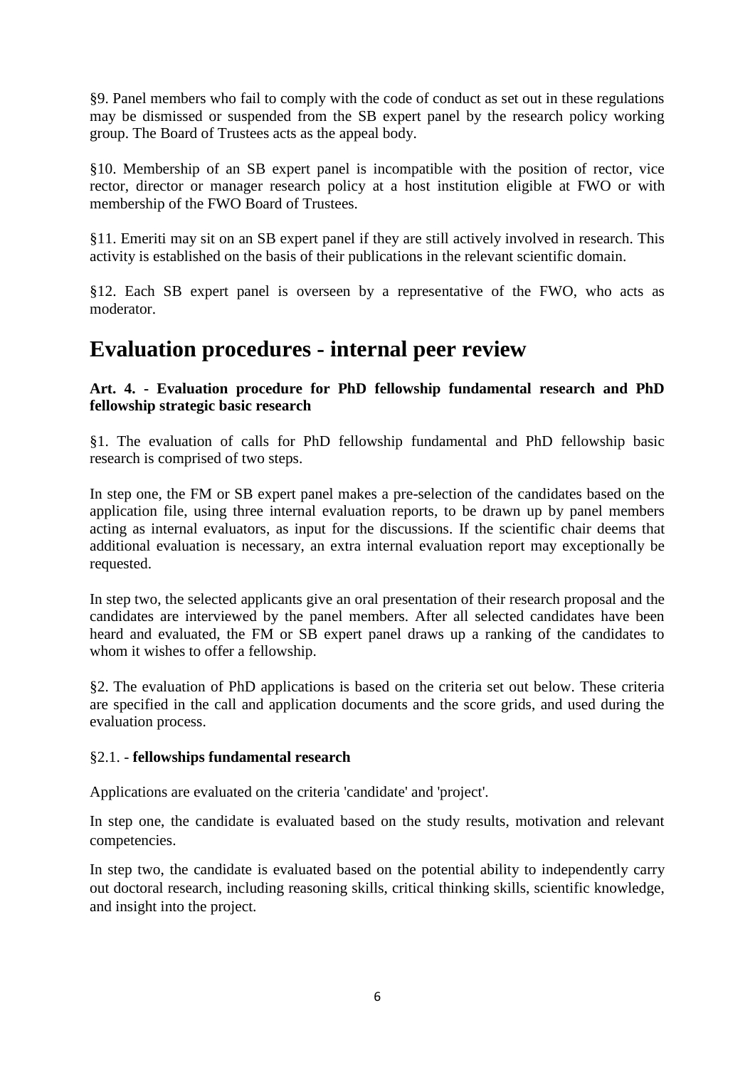§9. Panel members who fail to comply with the code of conduct as set out in these regulations may be dismissed or suspended from the SB expert panel by the research policy working group. The Board of Trustees acts as the appeal body.

§10. Membership of an SB expert panel is incompatible with the position of rector, vice rector, director or manager research policy at a host institution eligible at FWO or with membership of the FWO Board of Trustees.

§11. Emeriti may sit on an SB expert panel if they are still actively involved in research. This activity is established on the basis of their publications in the relevant scientific domain.

§12. Each SB expert panel is overseen by a representative of the FWO, who acts as moderator.

# Evaluation procedures - internal peer review

**Art. 4. - Evaluation procedure for PhD fellowship fundamental research and PhD fellowship strategic basic research**

§1. The evaluation of calls for PhD fellowship fundamental and PhD fellowship basic research is comprised of two steps.

In step one, the FM or SB expert panel makes a pre-selection of the candidates based on the application file, using three internal evaluation reports, to be drawn up by panel members acting as internal evaluators, as input for the discussions. If the scientific chair deems that additional evaluation is necessary, an extra internal evaluation report may exceptionally be requested.

In step two, the selected applicants give an oral presentation of their research proposal and the candidates are interviewed by the panel members. After all selected candidates have been heard and evaluated, the FM or SB expert panel draws up a ranking of the candidates to whom it wishes to offer a fellowship.

§2. The evaluation of PhD applications is based on the criteria set out below. These criteria are specified in the call and application documents and the score grids, and used during the evaluation process.

§2.1. - **fellowships fundamental research**

Applications are evaluated on the criteria 'candidate' and 'project'.

In step one, the candidate is evaluated based on the study results, motivation and relevant competencies.

In step two, the candidate is evaluated based on the potential ability to independently carry out doctoral research, including reasoning skills, critical thinking skills, scientific knowledge, and insight into the project.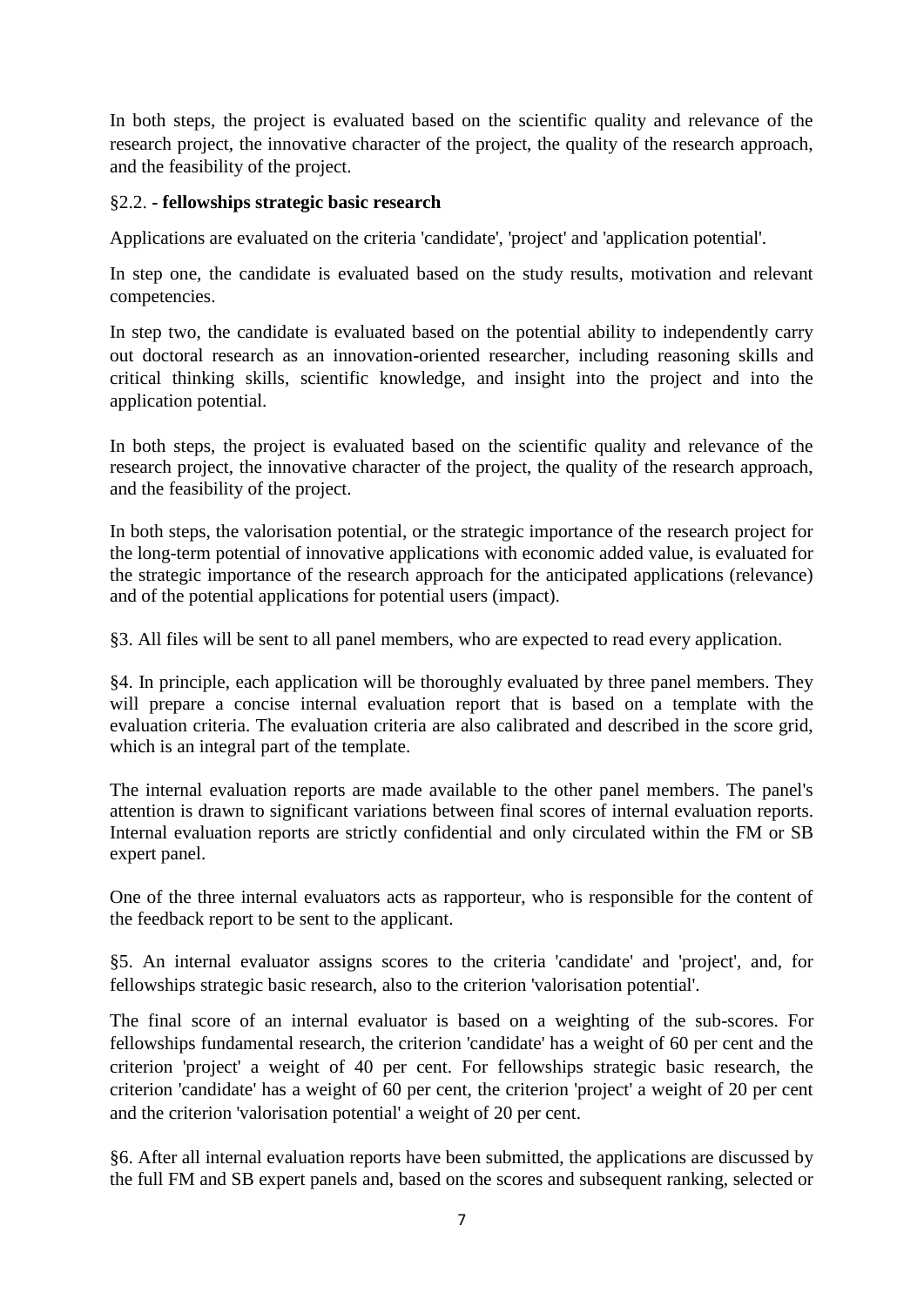In both steps, the project is evaluated based on the scientific quality and relevance of the research project, the innovative character of the project, the quality of the research approach, and the feasibility of the project.

§2.2. **- fellowships strategic basic research**

Applications are evaluated on the criteria 'candidate', 'project' and 'application potential'.

In step one, the candidate is evaluated based on the study results, motivation and relevant competencies.

In step two, the candidate is evaluated based on the potential ability to independently carry out doctoral research as an innovation-oriented researcher, including reasoning skills and critical thinking skills, scientific knowledge, and insight into the project and into the application potential.

In both steps, the project is evaluated based on the scientific quality and relevance of the research project, the innovative character of the project, the quality of the research approach, and the feasibility of the project.

In both steps, the valorisation potential, or the strategic importance of the research project for the long-term potential of innovative applications with economic added value, is evaluated for the strategic importance of the research approach for the anticipated applications (relevance) and of the potential applications for potential users (impact).

§3. All files will be sent to all panel members, who are expected to read every application.

§4. In principle, each application will be thoroughly evaluated by three panel members. They will prepare a concise internal evaluation report that is based on a template with the evaluation criteria. The evaluation criteria are also calibrated and described in the score grid, which is an integral part of the template.

The internal evaluation reports are made available to the other panel members. The panel's attention is drawn to significant variations between final scores of internal evaluation reports. Internal evaluation reports are strictly confidential and only circulated within the FM or SB expert panel.

One of the three internal evaluators acts as rapporteur, who is responsible for the content of the feedback report to be sent to the applicant.

§5. An internal evaluator assigns scores to the criteria 'candidate' and 'project', and, for fellowships strategic basic research, also to the criterion 'valorisation potential'.

The final score of an internal evaluator is based on a weighting of the sub-scores. For fellowships fundamental research, the criterion 'candidate' has a weight of 60 per cent and the criterion 'project' a weight of 40 per cent. For fellowships strategic basic research, the criterion 'candidate' has a weight of 60 per cent, the criterion 'project' a weight of 20 per cent and the criterion 'valorisation potential' a weight of 20 per cent.

§6. After all internal evaluation reports have been submitted, the applications are discussed by the full FM and SB expert panels and, based on the scores and subsequent ranking, selected or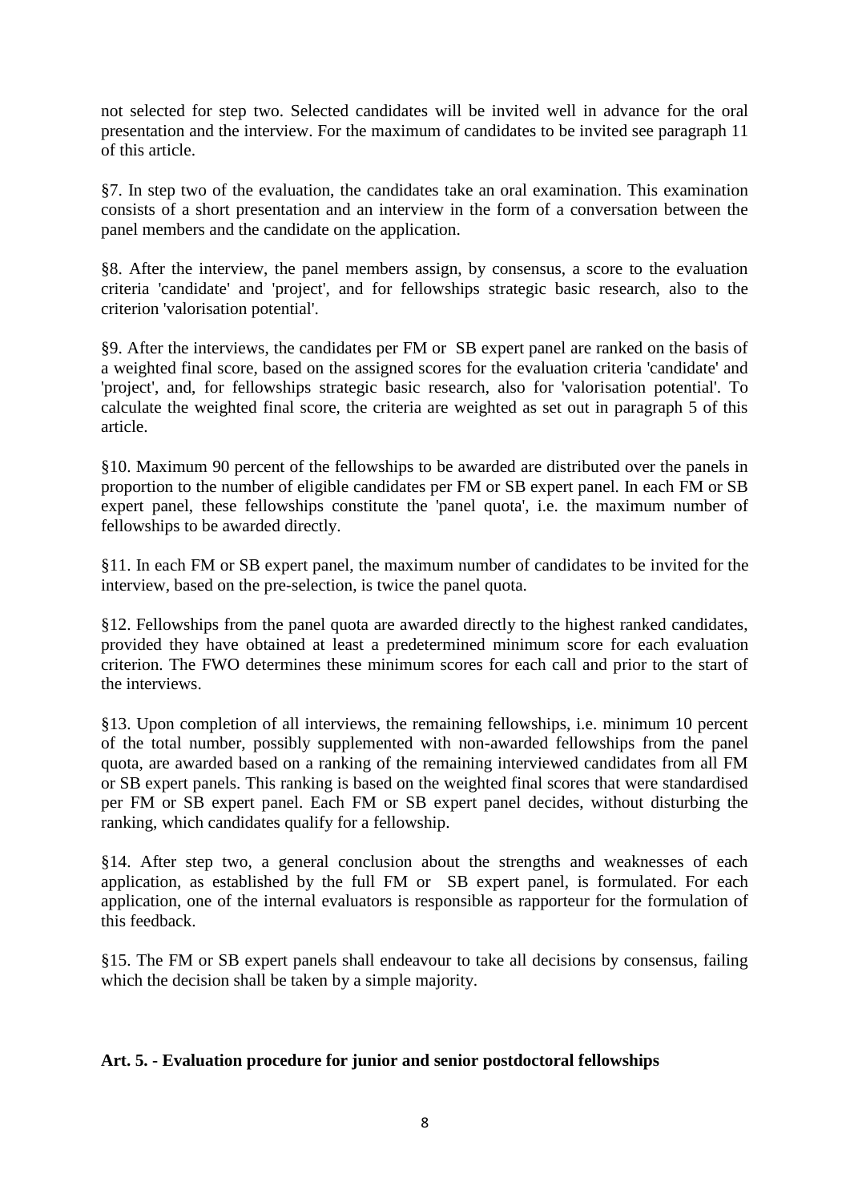not selected for step two. Selected candidates will be invited well in advance for the oral presentation and the interview. For the maximum of candidates to be invited see paragraph 11 of this article.

§7. In step two of the evaluation, the candidates take an oral examination. This examination consists of a short presentation and an interview in the form of a conversation between the panel members and the candidate on the application.

§8. After the interview, the panel members assign, by consensus, a score to the evaluation criteria 'candidate' and 'project', and for fellowships strategic basic research, also to the criterion 'valorisation potential'.

§9. After the interviews, the candidates per FM or SB expert panel are ranked on the basis of a weighted final score, based on the assigned scores for the evaluation criteria 'candidate' and 'project', and, for fellowships strategic basic research, also for 'valorisation potential'. To calculate the weighted final score, the criteria are weighted as set out in paragraph 5 of this article.

§10. Maximum 90 percent of the fellowships to be awarded are distributed over the panels in proportion to the number of eligible candidates per FM or SB expert panel. In each FM or SB expert panel, these fellowships constitute the 'panel quota', i.e. the maximum number of fellowships to be awarded directly.

§11. In each FM or SB expert panel, the maximum number of candidates to be invited for the interview, based on the pre-selection, is twice the panel quota.

§12. Fellowships from the panel quota are awarded directly to the highest ranked candidates, provided they have obtained at least a predetermined minimum score for each evaluation criterion. The FWO determines these minimum scores for each call and prior to the start of the interviews.

§13. Upon completion of all interviews, the remaining fellowships, i.e. minimum 10 percent of the total number, possibly supplemented with non-awarded fellowships from the panel quota, are awarded based on a ranking of the remaining interviewed candidates from all FM or SB expert panels. This ranking is based on the weighted final scores that were standardised per FM or SB expert panel. Each FM or SB expert panel decides, without disturbing the ranking, which candidates qualify for a fellowship.

§14. After step two, a general conclusion about the strengths and weaknesses of each application, as established by the full FM or SB expert panel, is formulated. For each application, one of the internal evaluators is responsible as rapporteur for the formulation of this feedback.

§15. The FM or SB expert panels shall endeavour to take all decisions by consensus, failing which the decision shall be taken by a simple majority.

## Art. 5. - Evaluation procedure for junior and senior postdoctoral fellowships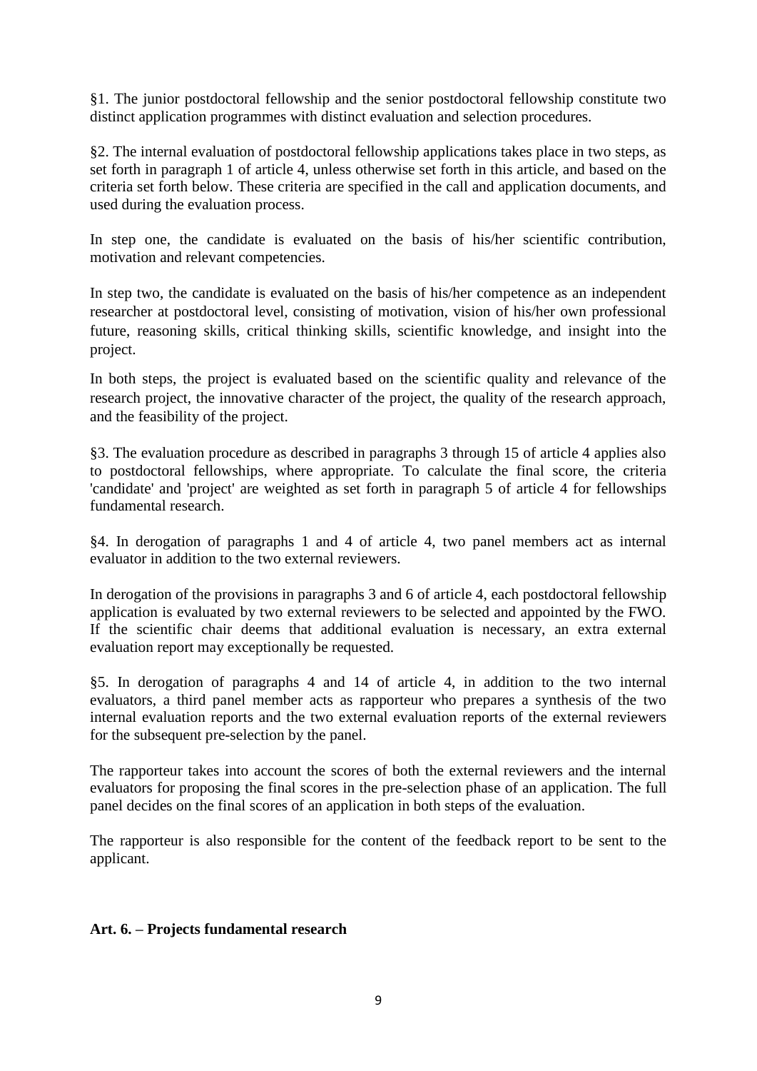§1. The junior postdoctoral fellowship and the senior postdoctoral fellowship constitute two distinct application programmes with distinct evaluation and selection procedures.

§2. The internal evaluation of postdoctoral fellowship applications takes place in two steps, as set forth in paragraph 1 of article 4, unless otherwise set forth in this article, and based on the criteria set forth below. These criteria are specified in the call and application documents, and used during the evaluation process.

In step one, the candidate is evaluated on the basis of his/her scientific contribution, motivation and relevant competencies.

In step two, the candidate is evaluated on the basis of his/her competence as an independent researcher at postdoctoral level, consisting of motivation, vision of his/her own professional future, reasoning skills, critical thinking skills, scientific knowledge, and insight into the project.

In both steps, the project is evaluated based on the scientific quality and relevance of the research project, the innovative character of the project, the quality of the research approach, and the feasibility of the project.

§3. The evaluation procedure as described in paragraphs 3 through 15 of article 4 applies also to postdoctoral fellowships, where appropriate. To calculate the final score, the criteria 'candidate' and 'project' are weighted as set forth in paragraph 5 of article 4 for fellowships fundamental research.

§4. In derogation of paragraphs 1 and 4 of article 4, two panel members act as internal evaluator in addition to the two external reviewers.

In derogation of the provisions in paragraphs 3 and 6 of article 4, each postdoctoral fellowship application is evaluated by two external reviewers to be selected and appointed by the FWO. If the scientific chair deems that additional evaluation is necessary, an extra external evaluation report may exceptionally be requested.

§5. In derogation of paragraphs 4 and 14 of article 4, in addition to the two internal evaluators, a third panel member acts as rapporteur who prepares a synthesis of the two internal evaluation reports and the two external evaluation reports of the external reviewers for the subsequent pre-selection by the panel.

The rapporteur takes into account the scores of both the external reviewers and the internal evaluators for proposing the final scores in the pre-selection phase of an application. The full panel decides on the final scores of an application in both steps of the evaluation.

The rapporteur is also responsible for the content of the feedback report to be sent to the applicant.

**Art. 6. – Projects fundamental research**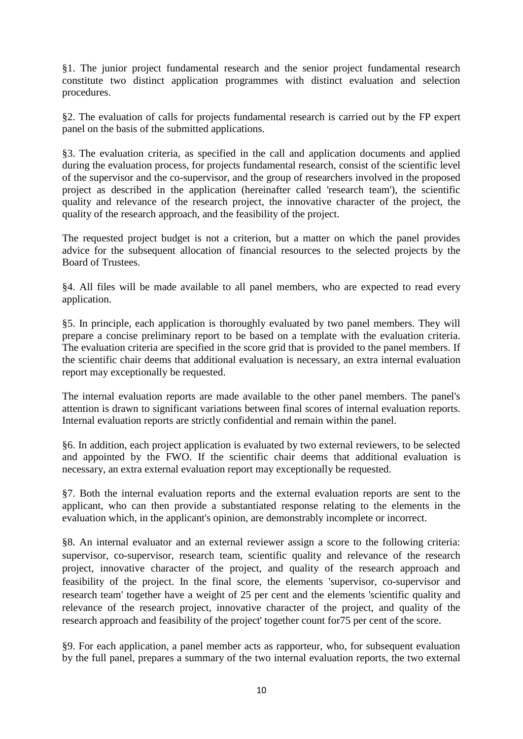§1. The junior project fundamental research and the senior project fundamental research constitute two distinct application programmes with distinct evaluation and selection procedures.

§2. The evaluation of calls for projects fundamental research is carried out by the FP expert panel on the basis of the submitted applications.

§3. The evaluation criteria, as specified in the call and application documents and applied during the evaluation process, for projects fundamental research, consist of the scientific level of the supervisor and the co-supervisor, and the group of researchers involved in the proposed project as described in the application (hereinafter called 'research team'), the scientific quality and relevance of the research project, the innovative character of the project, the quality of the research approach, and the feasibility of the project.

The requested project budget is not a criterion, but a matter on which the panel provides advice for the subsequent allocation of financial resources to the selected projects by the Board of Trustees.

§4. All files will be made available to all panel members, who are expected to read every application.

§5. In principle, each application is thoroughly evaluated by two panel members. They will prepare a concise preliminary report to be based on a template with the evaluation criteria. The evaluation criteria are specified in the score grid that is provided to the panel members. If the scientific chair deems that additional evaluation is necessary, an extra internal evaluation report may exceptionally be requested.

The internal evaluation reports are made available to the other panel members. The panel's attention is drawn to significant variations between final scores of internal evaluation reports. Internal evaluation reports are strictly confidential and remain within the panel.

§6. In addition, each project application is evaluated by two external reviewers, to be selected and appointed by the FWO. If the scientific chair deems that additional evaluation is necessary, an extra external evaluation report may exceptionally be requested.

§7. Both the internal evaluation reports and the external evaluation reports are sent to the applicant, who can then provide a substantiated response relating to the elements in the evaluation which, in the applicant's opinion, are demonstrably incomplete or incorrect.

§8. An internal evaluator and an external reviewer assign a score to the following criteria: supervisor, co-supervisor, research team, scientific quality and relevance of the research project, innovative character of the project, and quality of the research approach and feasibility of the project. In the final score, the elements 'supervisor, co-supervisor and research team' together have a weight of 25 per cent and the elements 'scientific quality and relevance of the research project, innovative character of the project, and quality of the research approach and feasibility of the project' together count for75 per cent of the score.

§9. For each application, a panel member acts as rapporteur, who, for subsequent evaluation by the full panel, prepares a summary of the two internal evaluation reports, the two external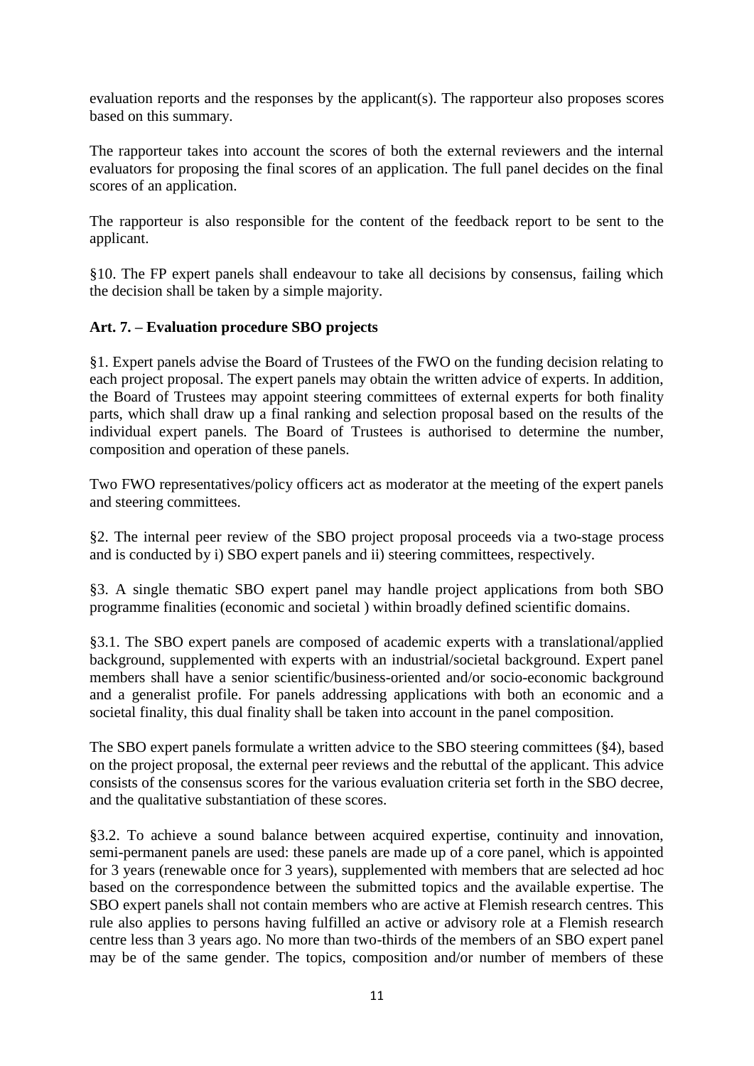evaluation reports and the responses by the applicant(s). The rapporteur also proposes scores based on this summary.

The rapporteur takes into account the scores of both the external reviewers and the internal evaluators for proposing the final scores of an application. The full panel decides on the final scores of an application.

The rapporteur is also responsible for the content of the feedback report to be sent to the applicant.

§10. The FP expert panels shall endeavour to take all decisions by consensus, failing which the decision shall be taken by a simple majority.

### Art. 7. – Evaluation procedure SBO projects

§1. Expert panels advise the Board of Trustees of the FWO on the funding decision relating to each project proposal. The expert panels may obtain the written advice of experts. In addition, the Board of Trustees may appoint steering committees of external experts for both finality parts, which shall draw up a final ranking and selection proposal based on the results of the individual expert panels. The Board of Trustees is authorised to determine the number, composition and operation of these panels.

Two FWO representatives/policy officers act as moderator at the meeting of the expert panels and steering committees.

§2. The internal peer review of the SBO project proposal proceeds via a two-stage process and is conducted by i) SBO expert panels and ii) steering committees, respectively.

§3. A single thematic SBO expert panel may handle project applications from both SBO programme finalities (economic and societal ) within broadly defined scientific domains.

§3.1. The SBO expert panels are composed of academic experts with a translational/applied background, supplemented with experts with an industrial/societal background. Expert panel members shall have a senior scientific/business-oriented and/or socio-economic background and a generalist profile. For panels addressing applications with both an economic and a societal finality, this dual finality shall be taken into account in the panel composition.

The SBO expert panels formulate a written advice to the SBO steering committees (§4), based on the project proposal, the external peer reviews and the rebuttal of the applicant. This advice consists of the consensus scores for the various evaluation criteria set forth in the SBO decree, and the qualitative substantiation of these scores.

§3.2. To achieve a sound balance between acquired expertise, continuity and innovation, semi-permanent panels are used: these panels are made up of a core panel, which is appointed for 3 years (renewable once for 3 years), supplemented with members that are selected ad hoc based on the correspondence between the submitted topics and the available expertise. The SBO expert panels shall not contain members who are active at Flemish research centres. This rule also applies to persons having fulfilled an active or advisory role at a Flemish research centre less than 3 years ago. No more than two-thirds of the members of an SBO expert panel may be of the same gender. The topics, composition and/or number of members of these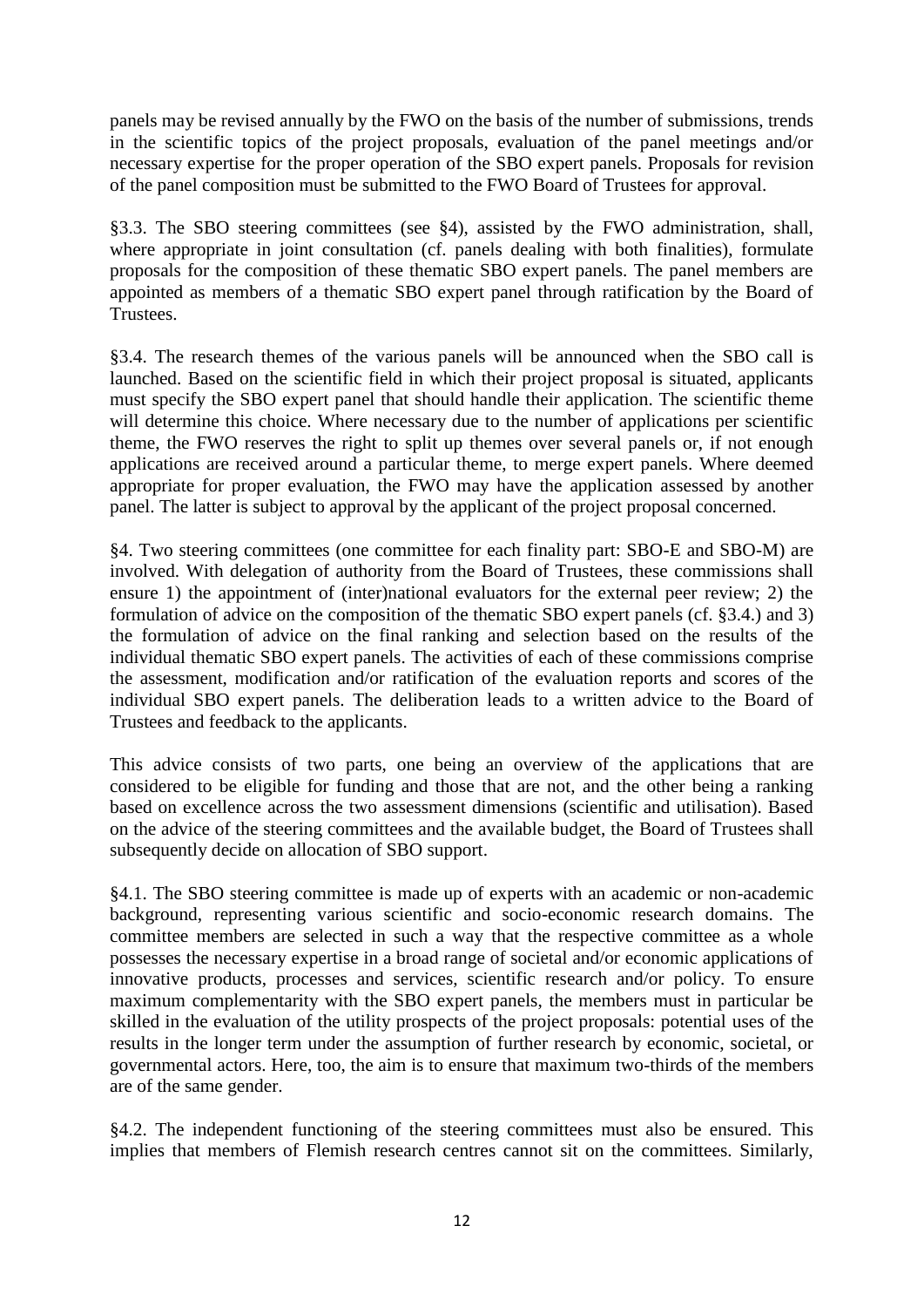panels may be revised annually by the FWO on the basis of the number of submissions, trends in the scientific topics of the project proposals, evaluation of the panel meetings and/or necessary expertise for the proper operation of the SBO expert panels. Proposals for revision of the panel composition must be submitted to the FWO Board of Trustees for approval.

§3.3. The SBO steering committees (see §4), assisted by the FWO administration, shall, where appropriate in joint consultation (cf. panels dealing with both finalities), formulate proposals for the composition of these thematic SBO expert panels. The panel members are appointed as members of a thematic SBO expert panel through ratification by the Board of Trustees.

§3.4. The research themes of the various panels will be announced when the SBO call is launched. Based on the scientific field in which their project proposal is situated, applicants must specify the SBO expert panel that should handle their application. The scientific theme will determine this choice. Where necessary due to the number of applications per scientific theme, the FWO reserves the right to split up themes over several panels or, if not enough applications are received around a particular theme, to merge expert panels. Where deemed appropriate for proper evaluation, the FWO may have the application assessed by another panel. The latter is subject to approval by the applicant of the project proposal concerned.

§4. Two steering committees (one committee for each finality part: SBO-E and SBO-M) are involved. With delegation of authority from the Board of Trustees, these commissions shall ensure 1) the appointment of (inter)national evaluators for the external peer review; 2) the formulation of advice on the composition of the thematic SBO expert panels (cf. §3.4.) and 3) the formulation of advice on the final ranking and selection based on the results of the individual thematic SBO expert panels. The activities of each of these commissions comprise the assessment, modification and/or ratification of the evaluation reports and scores of the individual SBO expert panels. The deliberation leads to a written advice to the Board of Trustees and feedback to the applicants.

This advice consists of two parts, one being an overview of the applications that are considered to be eligible for funding and those that are not, and the other being a ranking based on excellence across the two assessment dimensions (scientific and utilisation). Based on the advice of the steering committees and the available budget, the Board of Trustees shall subsequently decide on allocation of SBO support.

§4.1. The SBO steering committee is made up of experts with an academic or non-academic background, representing various scientific and socio-economic research domains. The committee members are selected in such a way that the respective committee as a whole possesses the necessary expertise in a broad range of societal and/or economic applications of innovative products, processes and services, scientific research and/or policy. To ensure maximum complementarity with the SBO expert panels, the members must in particular be skilled in the evaluation of the utility prospects of the project proposals: potential uses of the results in the longer term under the assumption of further research by economic, societal, or governmental actors. Here, too, the aim is to ensure that maximum two-thirds of the members are of the same gender.

§4.2. The independent functioning of the steering committees must also be ensured. This implies that members of Flemish research centres cannot sit on the committees. Similarly,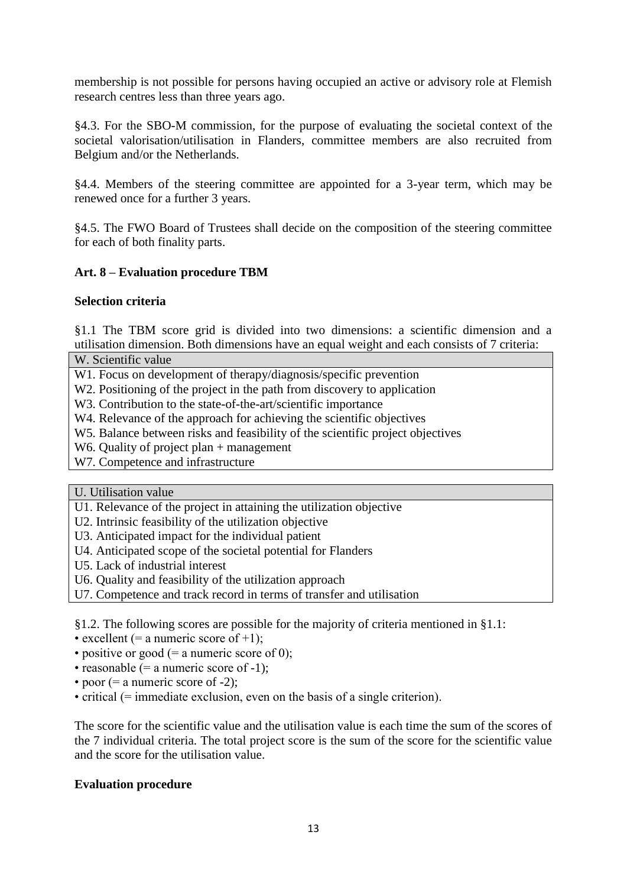membership is not possible for persons having occupied an active or advisory role at Flemish research centres less than three years ago.

§4.3. For the SBO-M commission, for the purpose of evaluating the societal context of the societal valorisation/utilisation in Flanders, committee members are also recruited from Belgium and/or the Netherlands.

§4.4. Members of the steering committee are appointed for a 3-year term, which may be renewed once for a further 3 years.

§4.5. The FWO Board of Trustees shall decide on the composition of the steering committee for each of both finality parts.

**Art. 8 – Evaluation procedure TBM**

**Selection criteria**

§1.1 The TBM score grid is divided into two dimensions: a scientific dimension and a utilisation dimension. Both dimensions have an equal weight and each consists of 7 criteria:

| W. Scientific value |
|---|
| W1. Focus on development of therapy/diagnosis/specific prevention |
| W2. Positioning of the project in the path from discovery to application |
| W3. Contribution to the state-of-the-art/scientific importance |
| W4. Relevance of the approach for achieving the scientific objectives |
| W5. Balance between risks and feasibility of the scientific project objectives |
| W6. Quality of project plan + management |
| W7. Competence and infrastructure |

| U. Utilisation value |
|---|
| U1. Relevance of the project in attaining the utilization objective |
| U2. Intrinsic feasibility of the utilization objective |
| U3. Anticipated impact for the individual patient |
| U4. Anticipated scope of the societal potential for Flanders |
| U5. Lack of industrial interest |
| U6. Quality and feasibility of the utilization approach |
| U7. Competence and track record in terms of transfer and utilisation |

§1.2. The following scores are possible for the majority of criteria mentioned in §1.1:

- excellent (= a numeric score of +1);
- positive or good (= a numeric score of 0);
- reasonable (= a numeric score of -1);
- poor (= a numeric score of -2);
- critical (= immediate exclusion, even on the basis of a single criterion).

The score for the scientific value and the utilisation value is each time the sum of the scores of the 7 individual criteria. The total project score is the sum of the score for the scientific value and the score for the utilisation value.

**Evaluation procedure**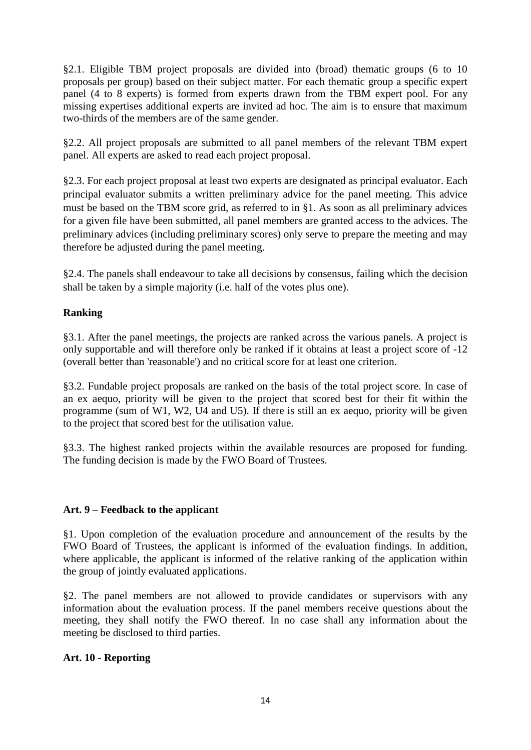§2.1. Eligible TBM project proposals are divided into (broad) thematic groups (6 to 10 proposals per group) based on their subject matter. For each thematic group a specific expert panel (4 to 8 experts) is formed from experts drawn from the TBM expert pool. For any missing expertises additional experts are invited ad hoc. The aim is to ensure that maximum two-thirds of the members are of the same gender.

§2.2. All project proposals are submitted to all panel members of the relevant TBM expert panel. All experts are asked to read each project proposal.

§2.3. For each project proposal at least two experts are designated as principal evaluator. Each principal evaluator submits a written preliminary advice for the panel meeting. This advice must be based on the TBM score grid, as referred to in §1. As soon as all preliminary advices for a given file have been submitted, all panel members are granted access to the advices. The preliminary advices (including preliminary scores) only serve to prepare the meeting and may therefore be adjusted during the panel meeting.

§2.4. The panels shall endeavour to take all decisions by consensus, failing which the decision shall be taken by a simple majority (i.e. half of the votes plus one).

**Ranking**

§3.1. After the panel meetings, the projects are ranked across the various panels. A project is only supportable and will therefore only be ranked if it obtains at least a project score of -12 (overall better than 'reasonable') and no critical score for at least one criterion.

§3.2. Fundable project proposals are ranked on the basis of the total project score. In case of an ex aequo, priority will be given to the project that scored best for their fit within the programme (sum of W1, W2, U4 and U5). If there is still an ex aequo, priority will be given to the project that scored best for the utilisation value.

§3.3. The highest ranked projects within the available resources are proposed for funding. The funding decision is made by the FWO Board of Trustees.

### Art. 9 – Feedback to the applicant

§1. Upon completion of the evaluation procedure and announcement of the results by the FWO Board of Trustees, the applicant is informed of the evaluation findings. In addition, where applicable, the applicant is informed of the relative ranking of the application within the group of jointly evaluated applications.

§2. The panel members are not allowed to provide candidates or supervisors with any information about the evaluation process. If the panel members receive questions about the meeting, they shall notify the FWO thereof. In no case shall any information about the meeting be disclosed to third parties.

### Art. 10 - Reporting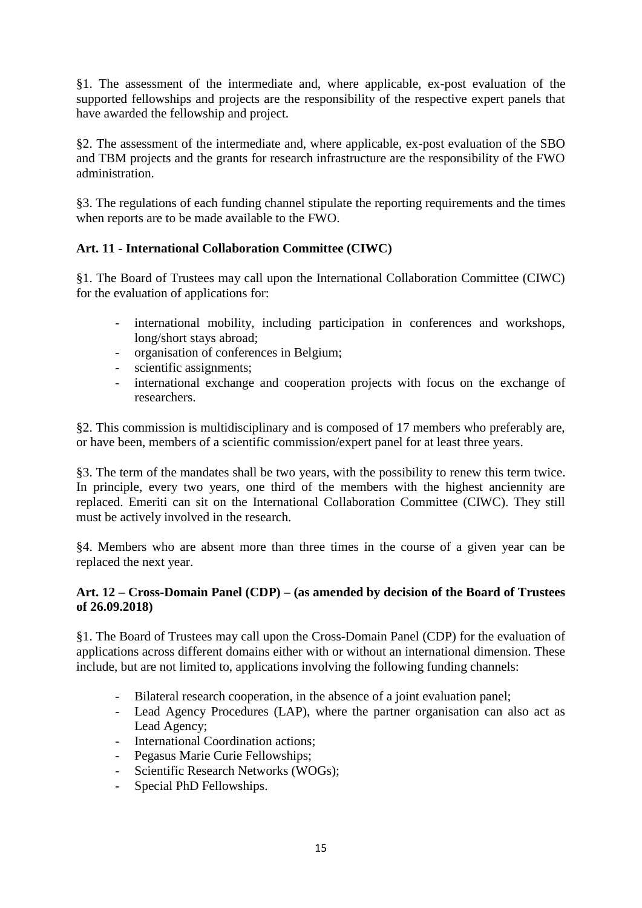§1. The assessment of the intermediate and, where applicable, ex-post evaluation of the supported fellowships and projects are the responsibility of the respective expert panels that have awarded the fellowship and project.

§2. The assessment of the intermediate and, where applicable, ex-post evaluation of the SBO and TBM projects and the grants for research infrastructure are the responsibility of the FWO administration.

§3. The regulations of each funding channel stipulate the reporting requirements and the times when reports are to be made available to the FWO.

**Art. 11 - International Collaboration Committee (CIWC)**

§1. The Board of Trustees may call upon the International Collaboration Committee (CIWC) for the evaluation of applications for:

- international mobility, including participation in conferences and workshops, long/short stays abroad;
- organisation of conferences in Belgium;
- scientific assignments;
- international exchange and cooperation projects with focus on the exchange of researchers.

§2. This commission is multidisciplinary and is composed of 17 members who preferably are, or have been, members of a scientific commission/expert panel for at least three years.

§3. The term of the mandates shall be two years, with the possibility to renew this term twice. In principle, every two years, one third of the members with the highest anciennity are replaced. Emeriti can sit on the International Collaboration Committee (CIWC). They still must be actively involved in the research.

§4. Members who are absent more than three times in the course of a given year can be replaced the next year.

**Art. 12 – Cross-Domain Panel (CDP) – (as amended by decision of the Board of Trustees of 26.09.2018)**

§1. The Board of Trustees may call upon the Cross-Domain Panel (CDP) for the evaluation of applications across different domains either with or without an international dimension. These include, but are not limited to, applications involving the following funding channels:

- Bilateral research cooperation, in the absence of a joint evaluation panel;
- Lead Agency Procedures (LAP), where the partner organisation can also act as Lead Agency;
- International Coordination actions;
- Pegasus Marie Curie Fellowships;
- Scientific Research Networks (WOGs);
- Special PhD Fellowships.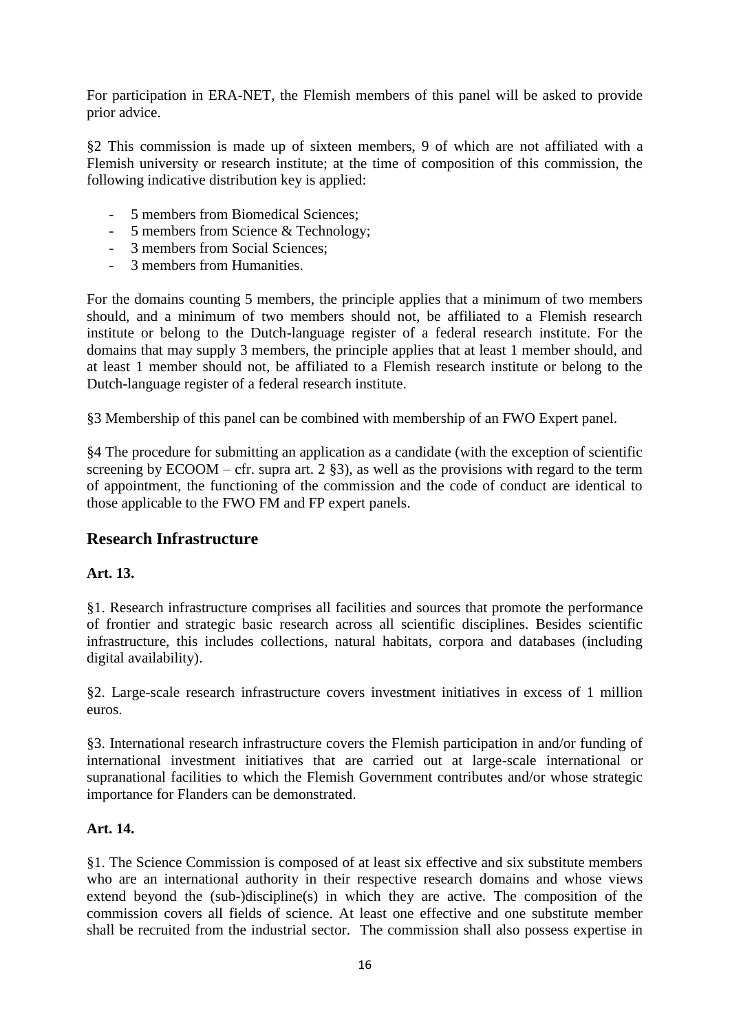For participation in ERA-NET, the Flemish members of this panel will be asked to provide prior advice.

§2 This commission is made up of sixteen members, 9 of which are not affiliated with a Flemish university or research institute; at the time of composition of this commission, the following indicative distribution key is applied:

- 5 members from Biomedical Sciences;
- 5 members from Science & Technology;
- 3 members from Social Sciences;
- 3 members from Humanities.

For the domains counting 5 members, the principle applies that a minimum of two members should, and a minimum of two members should not, be affiliated to a Flemish research institute or belong to the Dutch-language register of a federal research institute. For the domains that may supply 3 members, the principle applies that at least 1 member should, and at least 1 member should not, be affiliated to a Flemish research institute or belong to the Dutch-language register of a federal research institute.

§3 Membership of this panel can be combined with membership of an FWO Expert panel.

§4 The procedure for submitting an application as a candidate (with the exception of scientific screening by ECOOM – cfr. supra art. 2 §3), as well as the provisions with regard to the term of appointment, the functioning of the commission and the code of conduct are identical to those applicable to the FWO FM and FP expert panels.

## Research Infrastructure

**Art. 13.**

§1. Research infrastructure comprises all facilities and sources that promote the performance of frontier and strategic basic research across all scientific disciplines. Besides scientific infrastructure, this includes collections, natural habitats, corpora and databases (including digital availability).

§2. Large-scale research infrastructure covers investment initiatives in excess of 1 million euros.

§3. International research infrastructure covers the Flemish participation in and/or funding of international investment initiatives that are carried out at large-scale international or supranational facilities to which the Flemish Government contributes and/or whose strategic importance for Flanders can be demonstrated.

**Art. 14.**

§1. The Science Commission is composed of at least six effective and six substitute members who are an international authority in their respective research domains and whose views extend beyond the (sub-)discipline(s) in which they are active. The composition of the commission covers all fields of science. At least one effective and one substitute member shall be recruited from the industrial sector. The commission shall also possess expertise in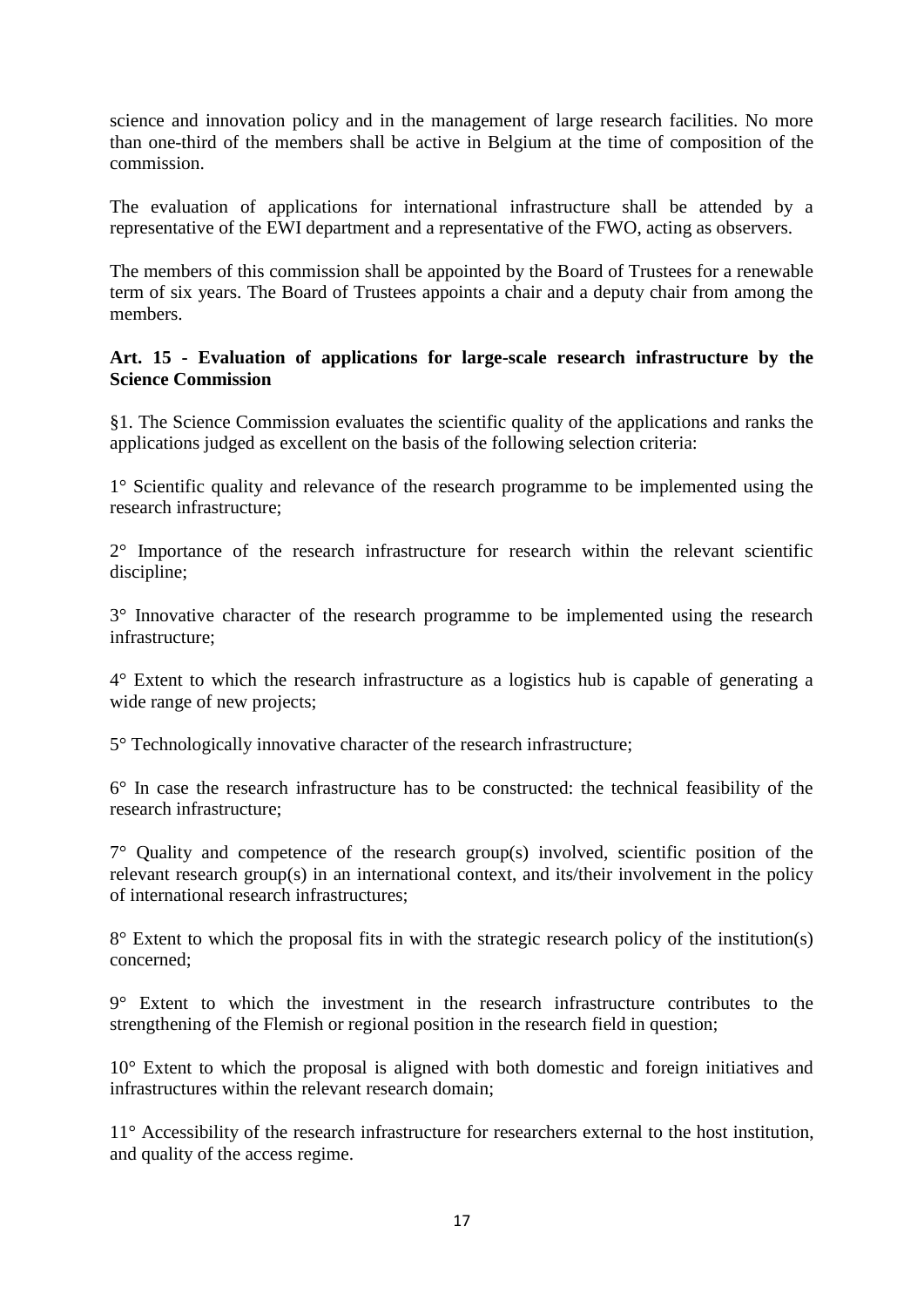science and innovation policy and in the management of large research facilities. No more than one-third of the members shall be active in Belgium at the time of composition of the commission.

The evaluation of applications for international infrastructure shall be attended by a representative of the EWI department and a representative of the FWO, acting as observers.

The members of this commission shall be appointed by the Board of Trustees for a renewable term of six years. The Board of Trustees appoints a chair and a deputy chair from among the members.

**Art. 15 - Evaluation of applications for large-scale research infrastructure by the Science Commission**

§1. The Science Commission evaluates the scientific quality of the applications and ranks the applications judged as excellent on the basis of the following selection criteria:

1° Scientific quality and relevance of the research programme to be implemented using the research infrastructure;

2° Importance of the research infrastructure for research within the relevant scientific discipline;

3° Innovative character of the research programme to be implemented using the research infrastructure;

4° Extent to which the research infrastructure as a logistics hub is capable of generating a wide range of new projects;

5° Technologically innovative character of the research infrastructure;

6° In case the research infrastructure has to be constructed: the technical feasibility of the research infrastructure;

7° Quality and competence of the research group(s) involved, scientific position of the relevant research group(s) in an international context, and its/their involvement in the policy of international research infrastructures;

8° Extent to which the proposal fits in with the strategic research policy of the institution(s) concerned;

9° Extent to which the investment in the research infrastructure contributes to the strengthening of the Flemish or regional position in the research field in question;

10° Extent to which the proposal is aligned with both domestic and foreign initiatives and infrastructures within the relevant research domain;

11° Accessibility of the research infrastructure for researchers external to the host institution, and quality of the access regime.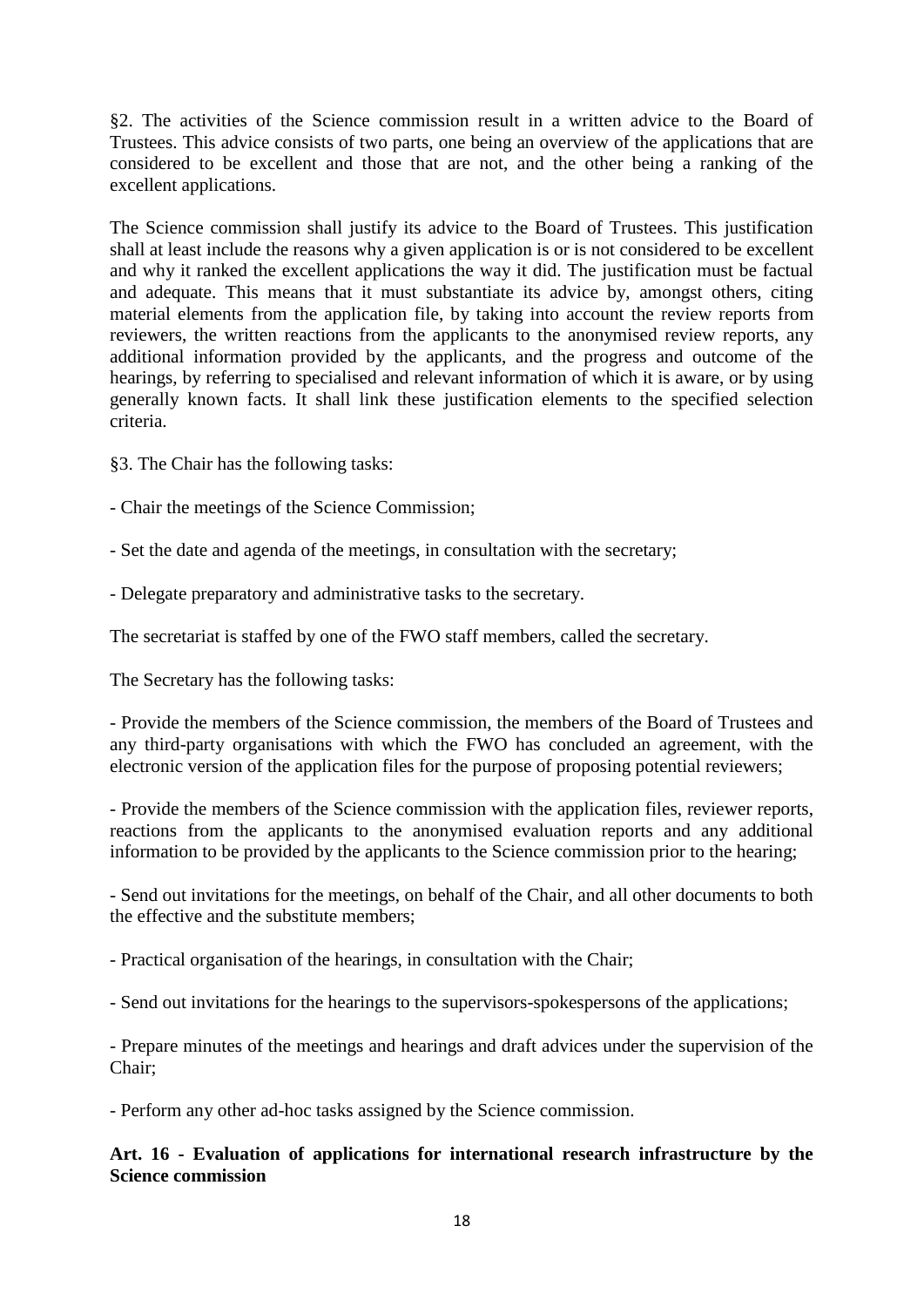§2. The activities of the Science commission result in a written advice to the Board of Trustees. This advice consists of two parts, one being an overview of the applications that are considered to be excellent and those that are not, and the other being a ranking of the excellent applications.

The Science commission shall justify its advice to the Board of Trustees. This justification shall at least include the reasons why a given application is or is not considered to be excellent and why it ranked the excellent applications the way it did. The justification must be factual and adequate. This means that it must substantiate its advice by, amongst others, citing material elements from the application file, by taking into account the review reports from reviewers, the written reactions from the applicants to the anonymised review reports, any additional information provided by the applicants, and the progress and outcome of the hearings, by referring to specialised and relevant information of which it is aware, or by using generally known facts. It shall link these justification elements to the specified selection criteria.

§3. The Chair has the following tasks:

- Chair the meetings of the Science Commission;

- Set the date and agenda of the meetings, in consultation with the secretary;

- Delegate preparatory and administrative tasks to the secretary.

The secretariat is staffed by one of the FWO staff members, called the secretary.

The Secretary has the following tasks:

- Provide the members of the Science commission, the members of the Board of Trustees and any third-party organisations with which the FWO has concluded an agreement, with the electronic version of the application files for the purpose of proposing potential reviewers;

- Provide the members of the Science commission with the application files, reviewer reports, reactions from the applicants to the anonymised evaluation reports and any additional information to be provided by the applicants to the Science commission prior to the hearing;

- Send out invitations for the meetings, on behalf of the Chair, and all other documents to both the effective and the substitute members;

- Practical organisation of the hearings, in consultation with the Chair;

- Send out invitations for the hearings to the supervisors-spokespersons of the applications;

- Prepare minutes of the meetings and hearings and draft advices under the supervision of the Chair;

- Perform any other ad-hoc tasks assigned by the Science commission.

**Art. 16 - Evaluation of applications for international research infrastructure by the Science commission**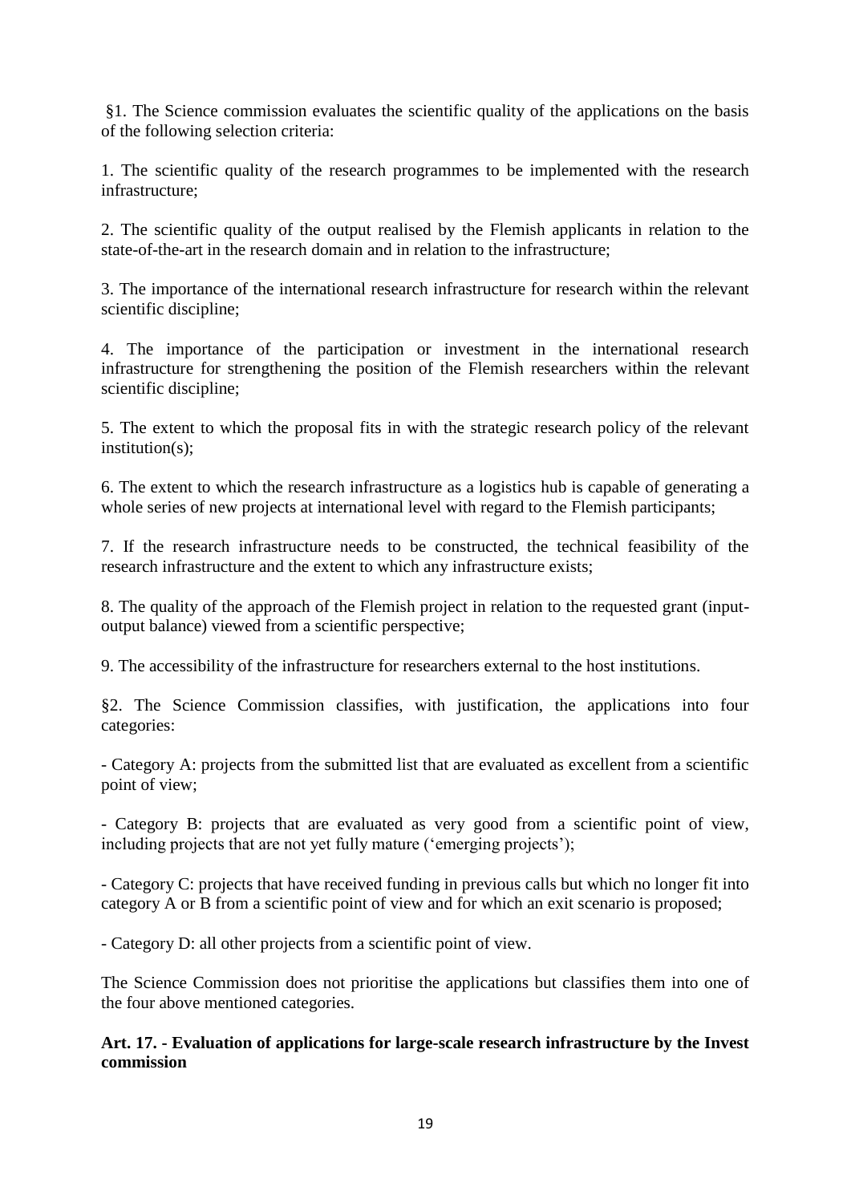§1. The Science commission evaluates the scientific quality of the applications on the basis of the following selection criteria:

1. The scientific quality of the research programmes to be implemented with the research infrastructure;

2. The scientific quality of the output realised by the Flemish applicants in relation to the state-of-the-art in the research domain and in relation to the infrastructure;

3. The importance of the international research infrastructure for research within the relevant scientific discipline;

4. The importance of the participation or investment in the international research infrastructure for strengthening the position of the Flemish researchers within the relevant scientific discipline;

5. The extent to which the proposal fits in with the strategic research policy of the relevant institution(s);

6. The extent to which the research infrastructure as a logistics hub is capable of generating a whole series of new projects at international level with regard to the Flemish participants;

7. If the research infrastructure needs to be constructed, the technical feasibility of the research infrastructure and the extent to which any infrastructure exists;

8. The quality of the approach of the Flemish project in relation to the requested grant (input-output balance) viewed from a scientific perspective;

9. The accessibility of the infrastructure for researchers external to the host institutions.

§2. The Science Commission classifies, with justification, the applications into four categories:

- Category A: projects from the submitted list that are evaluated as excellent from a scientific point of view;

- Category B: projects that are evaluated as very good from a scientific point of view, including projects that are not yet fully mature ('emerging projects');

- Category C: projects that have received funding in previous calls but which no longer fit into category A or B from a scientific point of view and for which an exit scenario is proposed;

- Category D: all other projects from a scientific point of view.

The Science Commission does not prioritise the applications but classifies them into one of the four above mentioned categories.

**Art. 17. - Evaluation of applications for large-scale research infrastructure by the Invest commission**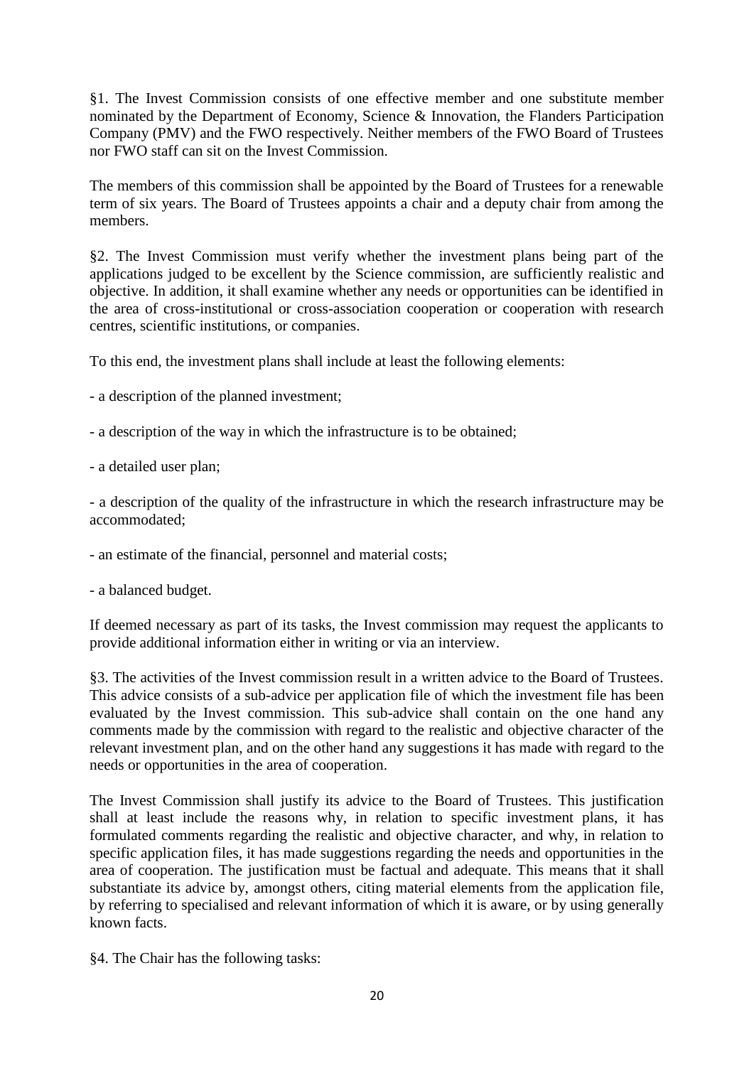§1. The Invest Commission consists of one effective member and one substitute member nominated by the Department of Economy, Science & Innovation, the Flanders Participation Company (PMV) and the FWO respectively. Neither members of the FWO Board of Trustees nor FWO staff can sit on the Invest Commission.

The members of this commission shall be appointed by the Board of Trustees for a renewable term of six years. The Board of Trustees appoints a chair and a deputy chair from among the members.

§2. The Invest Commission must verify whether the investment plans being part of the applications judged to be excellent by the Science commission, are sufficiently realistic and objective. In addition, it shall examine whether any needs or opportunities can be identified in the area of cross-institutional or cross-association cooperation or cooperation with research centres, scientific institutions, or companies.

To this end, the investment plans shall include at least the following elements:

- a description of the planned investment;

- a description of the way in which the infrastructure is to be obtained;

- a detailed user plan;

- a description of the quality of the infrastructure in which the research infrastructure may be accommodated;

- an estimate of the financial, personnel and material costs;

- a balanced budget.

If deemed necessary as part of its tasks, the Invest commission may request the applicants to provide additional information either in writing or via an interview.

§3. The activities of the Invest commission result in a written advice to the Board of Trustees. This advice consists of a sub-advice per application file of which the investment file has been evaluated by the Invest commission. This sub-advice shall contain on the one hand any comments made by the commission with regard to the realistic and objective character of the relevant investment plan, and on the other hand any suggestions it has made with regard to the needs or opportunities in the area of cooperation.

The Invest Commission shall justify its advice to the Board of Trustees. This justification shall at least include the reasons why, in relation to specific investment plans, it has formulated comments regarding the realistic and objective character, and why, in relation to specific application files, it has made suggestions regarding the needs and opportunities in the area of cooperation. The justification must be factual and adequate. This means that it shall substantiate its advice by, amongst others, citing material elements from the application file, by referring to specialised and relevant information of which it is aware, or by using generally known facts.

§4. The Chair has the following tasks: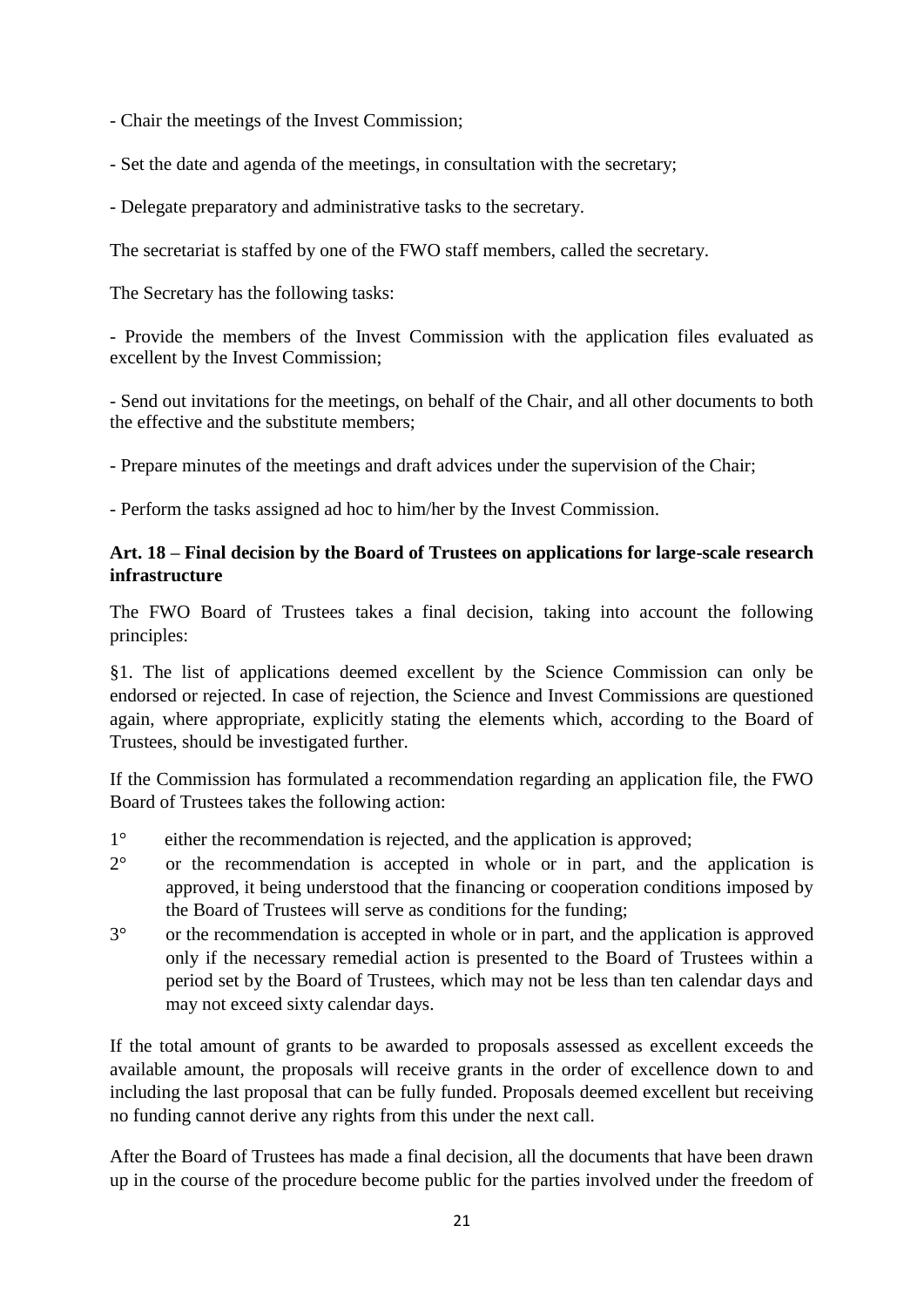- Chair the meetings of the Invest Commission;

- Set the date and agenda of the meetings, in consultation with the secretary;

- Delegate preparatory and administrative tasks to the secretary.

The secretariat is staffed by one of the FWO staff members, called the secretary.

The Secretary has the following tasks:

- Provide the members of the Invest Commission with the application files evaluated as excellent by the Invest Commission;

- Send out invitations for the meetings, on behalf of the Chair, and all other documents to both the effective and the substitute members;

- Prepare minutes of the meetings and draft advices under the supervision of the Chair;

- Perform the tasks assigned ad hoc to him/her by the Invest Commission.

**Art. 18 – Final decision by the Board of Trustees on applications for large-scale research infrastructure**

The FWO Board of Trustees takes a final decision, taking into account the following principles:

§1. The list of applications deemed excellent by the Science Commission can only be endorsed or rejected. In case of rejection, the Science and Invest Commissions are questioned again, where appropriate, explicitly stating the elements which, according to the Board of Trustees, should be investigated further.

If the Commission has formulated a recommendation regarding an application file, the FWO Board of Trustees takes the following action:

1° either the recommendation is rejected, and the application is approved;

2° or the recommendation is accepted in whole or in part, and the application is approved, it being understood that the financing or cooperation conditions imposed by the Board of Trustees will serve as conditions for the funding;

3° or the recommendation is accepted in whole or in part, and the application is approved only if the necessary remedial action is presented to the Board of Trustees within a period set by the Board of Trustees, which may not be less than ten calendar days and may not exceed sixty calendar days.

If the total amount of grants to be awarded to proposals assessed as excellent exceeds the available amount, the proposals will receive grants in the order of excellence down to and including the last proposal that can be fully funded. Proposals deemed excellent but receiving no funding cannot derive any rights from this under the next call.

After the Board of Trustees has made a final decision, all the documents that have been drawn up in the course of the procedure become public for the parties involved under the freedom of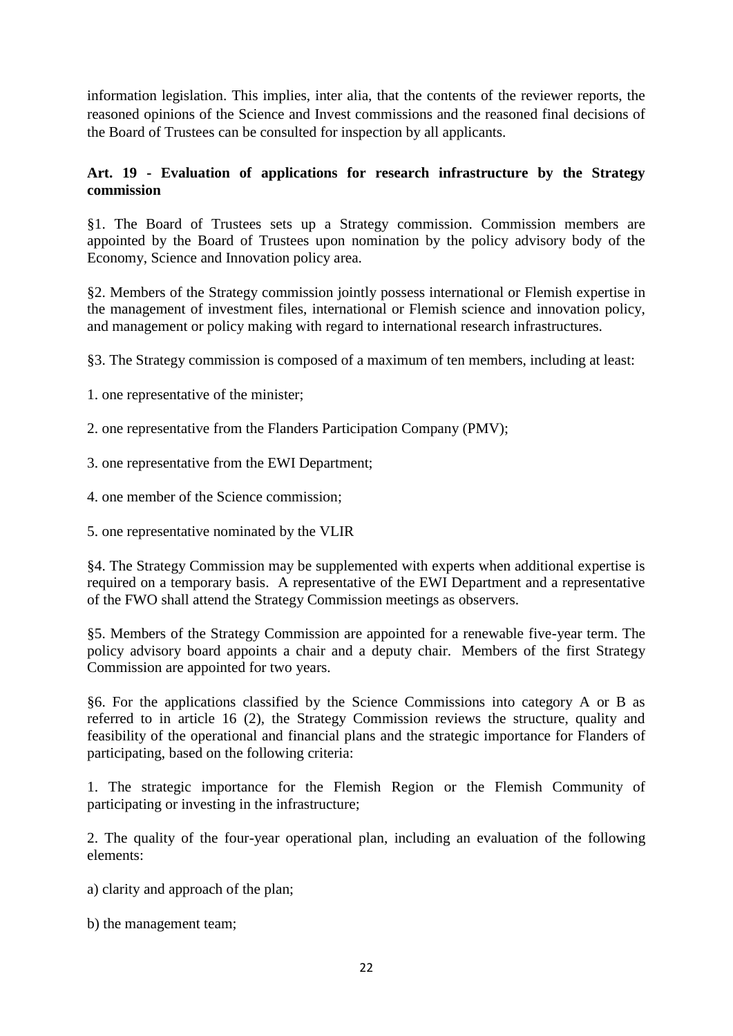information legislation. This implies, inter alia, that the contents of the reviewer reports, the reasoned opinions of the Science and Invest commissions and the reasoned final decisions of the Board of Trustees can be consulted for inspection by all applicants.

**Art. 19 - Evaluation of applications for research infrastructure by the Strategy commission**

§1. The Board of Trustees sets up a Strategy commission. Commission members are appointed by the Board of Trustees upon nomination by the policy advisory body of the Economy, Science and Innovation policy area.

§2. Members of the Strategy commission jointly possess international or Flemish expertise in the management of investment files, international or Flemish science and innovation policy, and management or policy making with regard to international research infrastructures.

§3. The Strategy commission is composed of a maximum of ten members, including at least:

1. one representative of the minister;

2. one representative from the Flanders Participation Company (PMV);

3. one representative from the EWI Department;

4. one member of the Science commission;

5. one representative nominated by the VLIR

§4. The Strategy Commission may be supplemented with experts when additional expertise is required on a temporary basis. A representative of the EWI Department and a representative of the FWO shall attend the Strategy Commission meetings as observers.

§5. Members of the Strategy Commission are appointed for a renewable five-year term. The policy advisory board appoints a chair and a deputy chair. Members of the first Strategy Commission are appointed for two years.

§6. For the applications classified by the Science Commissions into category A or B as referred to in article 16 (2), the Strategy Commission reviews the structure, quality and feasibility of the operational and financial plans and the strategic importance for Flanders of participating, based on the following criteria:

1. The strategic importance for the Flemish Region or the Flemish Community of participating or investing in the infrastructure;

2. The quality of the four-year operational plan, including an evaluation of the following elements:

a) clarity and approach of the plan;

b) the management team;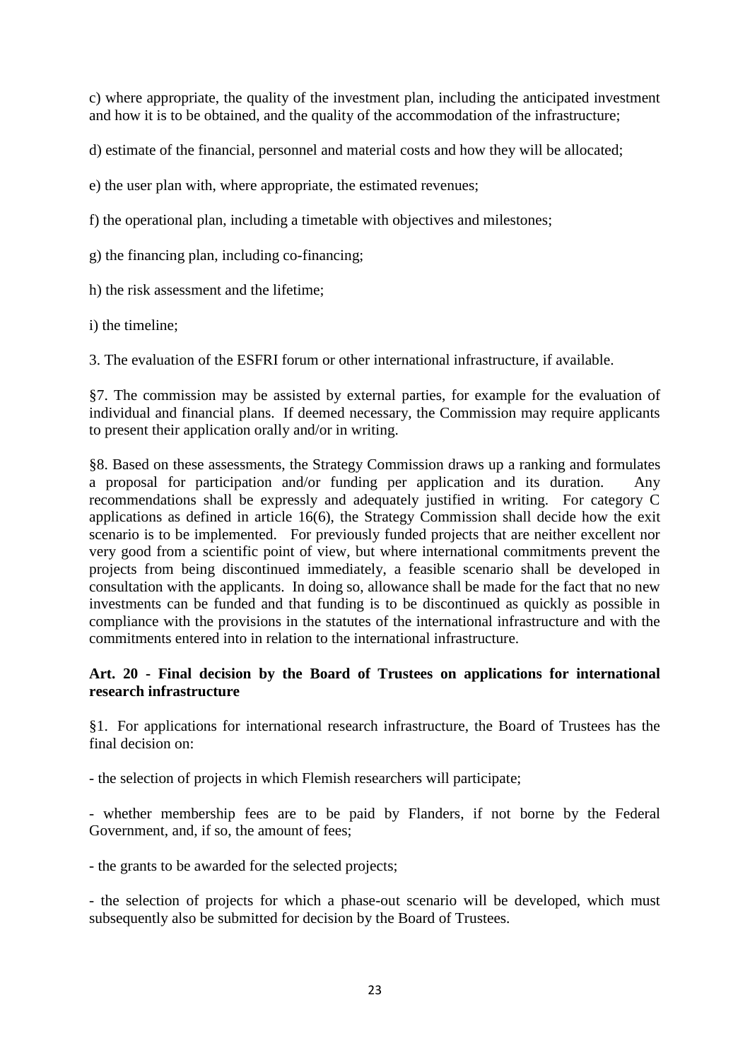c) where appropriate, the quality of the investment plan, including the anticipated investment and how it is to be obtained, and the quality of the accommodation of the infrastructure;

d) estimate of the financial, personnel and material costs and how they will be allocated;

e) the user plan with, where appropriate, the estimated revenues;

f) the operational plan, including a timetable with objectives and milestones;

g) the financing plan, including co-financing;

h) the risk assessment and the lifetime;

i) the timeline;

3. The evaluation of the ESFRI forum or other international infrastructure, if available.

§7. The commission may be assisted by external parties, for example for the evaluation of individual and financial plans. If deemed necessary, the Commission may require applicants to present their application orally and/or in writing.

§8. Based on these assessments, the Strategy Commission draws up a ranking and formulates a proposal for participation and/or funding per application and its duration. Any recommendations shall be expressly and adequately justified in writing. For category C applications as defined in article 16(6), the Strategy Commission shall decide how the exit scenario is to be implemented. For previously funded projects that are neither excellent nor very good from a scientific point of view, but where international commitments prevent the projects from being discontinued immediately, a feasible scenario shall be developed in consultation with the applicants. In doing so, allowance shall be made for the fact that no new investments can be funded and that funding is to be discontinued as quickly as possible in compliance with the provisions in the statutes of the international infrastructure and with the commitments entered into in relation to the international infrastructure.

**Art. 20 - Final decision by the Board of Trustees on applications for international research infrastructure**

§1. For applications for international research infrastructure, the Board of Trustees has the final decision on:

- the selection of projects in which Flemish researchers will participate;

- whether membership fees are to be paid by Flanders, if not borne by the Federal Government, and, if so, the amount of fees;

- the grants to be awarded for the selected projects;

- the selection of projects for which a phase-out scenario will be developed, which must subsequently also be submitted for decision by the Board of Trustees.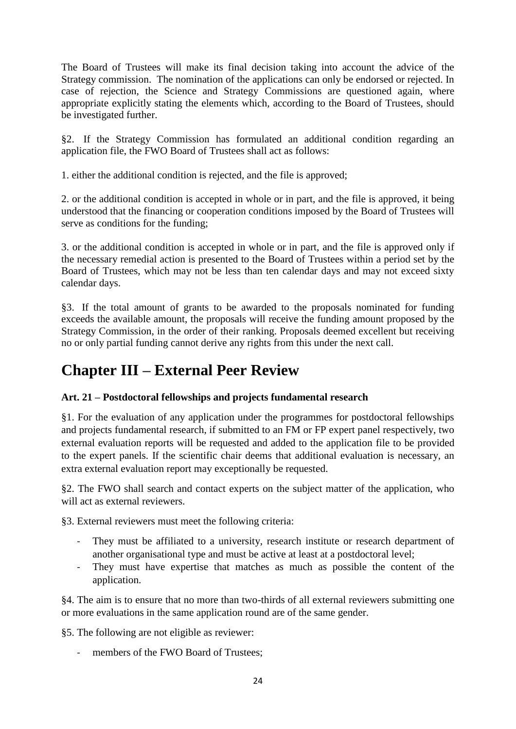The Board of Trustees will make its final decision taking into account the advice of the Strategy commission. The nomination of the applications can only be endorsed or rejected. In case of rejection, the Science and Strategy Commissions are questioned again, where appropriate explicitly stating the elements which, according to the Board of Trustees, should be investigated further.

§2. If the Strategy Commission has formulated an additional condition regarding an application file, the FWO Board of Trustees shall act as follows:

1. either the additional condition is rejected, and the file is approved;

2. or the additional condition is accepted in whole or in part, and the file is approved, it being understood that the financing or cooperation conditions imposed by the Board of Trustees will serve as conditions for the funding;

3. or the additional condition is accepted in whole or in part, and the file is approved only if the necessary remedial action is presented to the Board of Trustees within a period set by the Board of Trustees, which may not be less than ten calendar days and may not exceed sixty calendar days.

§3. If the total amount of grants to be awarded to the proposals nominated for funding exceeds the available amount, the proposals will receive the funding amount proposed by the Strategy Commission, in the order of their ranking. Proposals deemed excellent but receiving no or only partial funding cannot derive any rights from this under the next call.

# Chapter III – External Peer Review

**Art. 21 – Postdoctoral fellowships and projects fundamental research**

§1. For the evaluation of any application under the programmes for postdoctoral fellowships and projects fundamental research, if submitted to an FM or FP expert panel respectively, two external evaluation reports will be requested and added to the application file to be provided to the expert panels. If the scientific chair deems that additional evaluation is necessary, an extra external evaluation report may exceptionally be requested.

§2. The FWO shall search and contact experts on the subject matter of the application, who will act as external reviewers.

§3. External reviewers must meet the following criteria:

- They must be affiliated to a university, research institute or research department of another organisational type and must be active at least at a postdoctoral level;
- They must have expertise that matches as much as possible the content of the application.

§4. The aim is to ensure that no more than two-thirds of all external reviewers submitting one or more evaluations in the same application round are of the same gender.

§5. The following are not eligible as reviewer:

- members of the FWO Board of Trustees;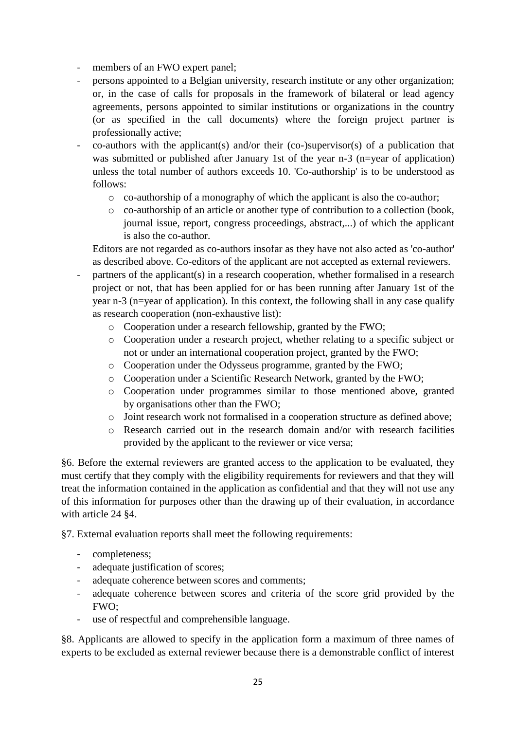- members of an FWO expert panel;
- persons appointed to a Belgian university, research institute or any other organization; or, in the case of calls for proposals in the framework of bilateral or lead agency agreements, persons appointed to similar institutions or organizations in the country (or as specified in the call documents) where the foreign project partner is professionally active;
- co-authors with the applicant(s) and/or their (co-)supervisor(s) of a publication that was submitted or published after January 1st of the year n-3 (n=year of application) unless the total number of authors exceeds 10. 'Co-authorship' is to be understood as follows:
    - co-authorship of a monography of which the applicant is also the co-author;
    - co-authorship of an article or another type of contribution to a collection (book, journal issue, report, congress proceedings, abstract,...) of which the applicant is also the co-author.

  Editors are not regarded as co-authors insofar as they have not also acted as 'co-author' as described above. Co-editors of the applicant are not accepted as external reviewers.
- partners of the applicant(s) in a research cooperation, whether formalised in a research project or not, that has been applied for or has been running after January 1st of the year n-3 (n=year of application). In this context, the following shall in any case qualify as research cooperation (non-exhaustive list):
    - Cooperation under a research fellowship, granted by the FWO;
    - Cooperation under a research project, whether relating to a specific subject or not or under an international cooperation project, granted by the FWO;
    - Cooperation under the Odysseus programme, granted by the FWO;
    - Cooperation under a Scientific Research Network, granted by the FWO;
    - Cooperation under programmes similar to those mentioned above, granted by organisations other than the FWO;
    - Joint research work not formalised in a cooperation structure as defined above;
    - Research carried out in the research domain and/or with research facilities provided by the applicant to the reviewer or vice versa;

§6. Before the external reviewers are granted access to the application to be evaluated, they must certify that they comply with the eligibility requirements for reviewers and that they will treat the information contained in the application as confidential and that they will not use any of this information for purposes other than the drawing up of their evaluation, in accordance with article 24 §4.

§7. External evaluation reports shall meet the following requirements:

- completeness;
- adequate justification of scores;
- adequate coherence between scores and comments;
- adequate coherence between scores and criteria of the score grid provided by the FWO;
- use of respectful and comprehensible language.

§8. Applicants are allowed to specify in the application form a maximum of three names of experts to be excluded as external reviewer because there is a demonstrable conflict of interest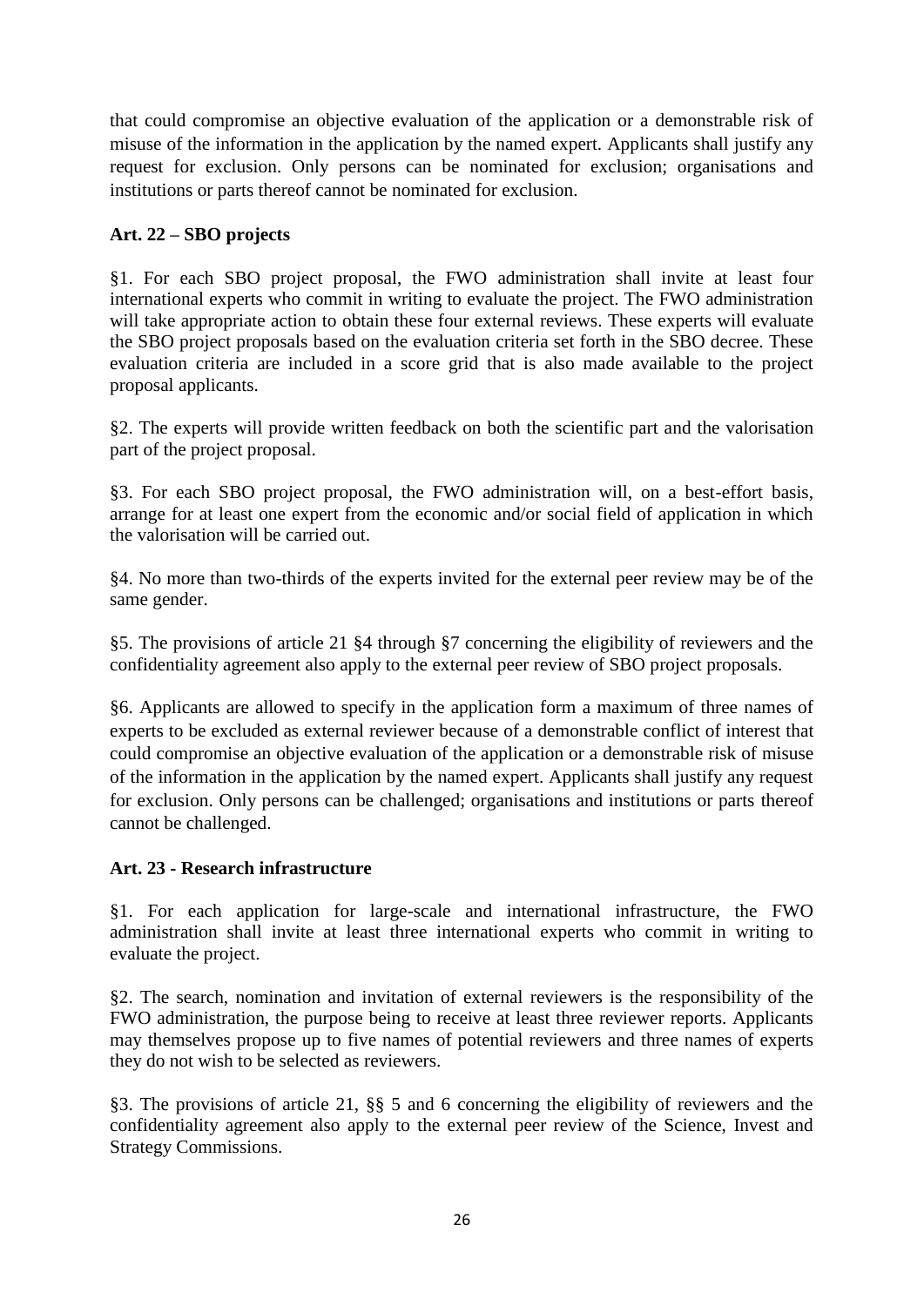that could compromise an objective evaluation of the application or a demonstrable risk of misuse of the information in the application by the named expert. Applicants shall justify any request for exclusion. Only persons can be nominated for exclusion; organisations and institutions or parts thereof cannot be nominated for exclusion.

**Art. 22 – SBO projects**

§1. For each SBO project proposal, the FWO administration shall invite at least four international experts who commit in writing to evaluate the project. The FWO administration will take appropriate action to obtain these four external reviews. These experts will evaluate the SBO project proposals based on the evaluation criteria set forth in the SBO decree. These evaluation criteria are included in a score grid that is also made available to the project proposal applicants.

§2. The experts will provide written feedback on both the scientific part and the valorisation part of the project proposal.

§3. For each SBO project proposal, the FWO administration will, on a best-effort basis, arrange for at least one expert from the economic and/or social field of application in which the valorisation will be carried out.

§4. No more than two-thirds of the experts invited for the external peer review may be of the same gender.

§5. The provisions of article 21 §4 through §7 concerning the eligibility of reviewers and the confidentiality agreement also apply to the external peer review of SBO project proposals.

§6. Applicants are allowed to specify in the application form a maximum of three names of experts to be excluded as external reviewer because of a demonstrable conflict of interest that could compromise an objective evaluation of the application or a demonstrable risk of misuse of the information in the application by the named expert. Applicants shall justify any request for exclusion. Only persons can be challenged; organisations and institutions or parts thereof cannot be challenged.

**Art. 23 - Research infrastructure**

§1. For each application for large-scale and international infrastructure, the FWO administration shall invite at least three international experts who commit in writing to evaluate the project.

§2. The search, nomination and invitation of external reviewers is the responsibility of the FWO administration, the purpose being to receive at least three reviewer reports. Applicants may themselves propose up to five names of potential reviewers and three names of experts they do not wish to be selected as reviewers.

§3. The provisions of article 21, §§ 5 and 6 concerning the eligibility of reviewers and the confidentiality agreement also apply to the external peer review of the Science, Invest and Strategy Commissions.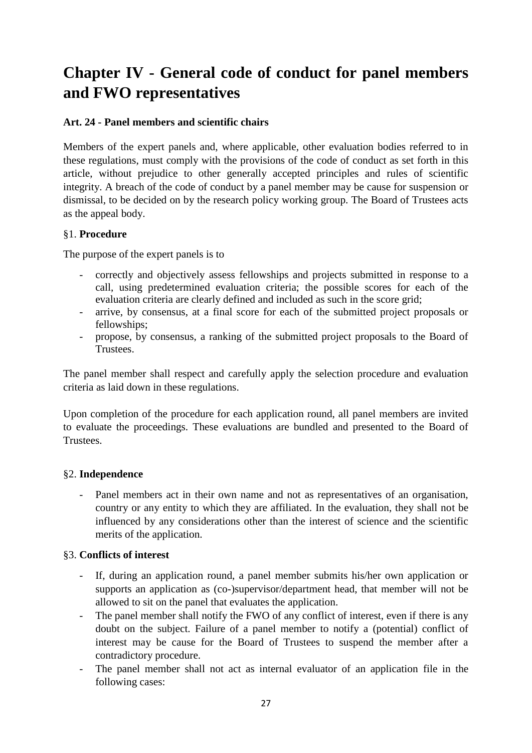# Chapter IV - General code of conduct for panel members and FWO representatives

### Art. 24 - Panel members and scientific chairs

Members of the expert panels and, where applicable, other evaluation bodies referred to in these regulations, must comply with the provisions of the code of conduct as set forth in this article, without prejudice to other generally accepted principles and rules of scientific integrity. A breach of the code of conduct by a panel member may be cause for suspension or dismissal, to be decided on by the research policy working group. The Board of Trustees acts as the appeal body.

§1. **Procedure**

The purpose of the expert panels is to

- correctly and objectively assess fellowships and projects submitted in response to a call, using predetermined evaluation criteria; the possible scores for each of the evaluation criteria are clearly defined and included as such in the score grid;
- arrive, by consensus, at a final score for each of the submitted project proposals or fellowships;
- propose, by consensus, a ranking of the submitted project proposals to the Board of Trustees.

The panel member shall respect and carefully apply the selection procedure and evaluation criteria as laid down in these regulations.

Upon completion of the procedure for each application round, all panel members are invited to evaluate the proceedings. These evaluations are bundled and presented to the Board of Trustees.

§2. **Independence**

- Panel members act in their own name and not as representatives of an organisation, country or any entity to which they are affiliated. In the evaluation, they shall not be influenced by any considerations other than the interest of science and the scientific merits of the application.

§3. **Conflicts of interest**

- If, during an application round, a panel member submits his/her own application or supports an application as (co-)supervisor/department head, that member will not be allowed to sit on the panel that evaluates the application.
- The panel member shall notify the FWO of any conflict of interest, even if there is any doubt on the subject. Failure of a panel member to notify a (potential) conflict of interest may be cause for the Board of Trustees to suspend the member after a contradictory procedure.
- The panel member shall not act as internal evaluator of an application file in the following cases: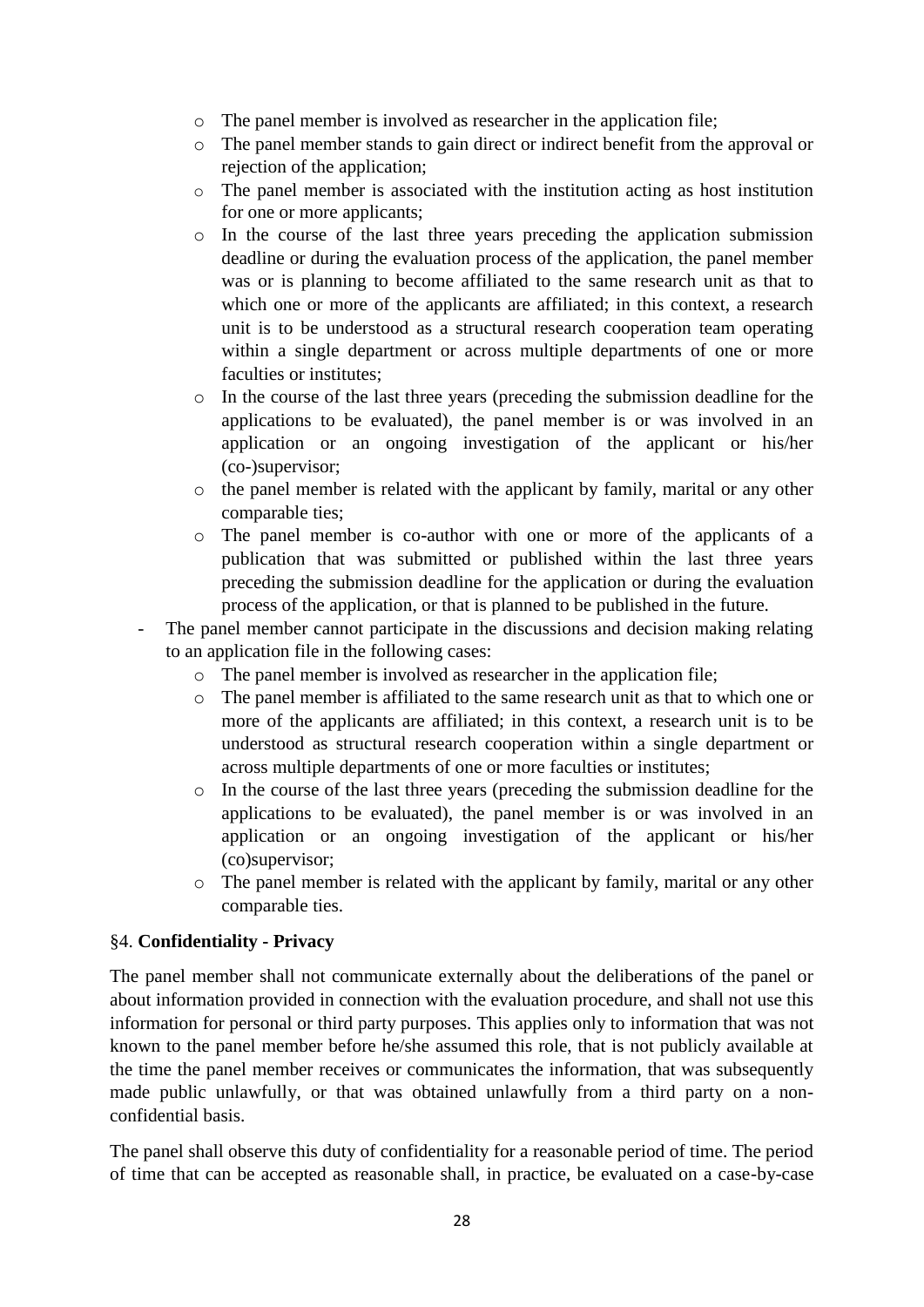- The panel member is involved as researcher in the application file;
    - The panel member stands to gain direct or indirect benefit from the approval or rejection of the application;
    - The panel member is associated with the institution acting as host institution for one or more applicants;
    - In the course of the last three years preceding the application submission deadline or during the evaluation process of the application, the panel member was or is planning to become affiliated to the same research unit as that to which one or more of the applicants are affiliated; in this context, a research unit is to be understood as a structural research cooperation team operating within a single department or across multiple departments of one or more faculties or institutes;
    - In the course of the last three years (preceding the submission deadline for the applications to be evaluated), the panel member is or was involved in an application or an ongoing investigation of the applicant or his/her (co-)supervisor;
    - the panel member is related with the applicant by family, marital or any other comparable ties;
    - The panel member is co-author with one or more of the applicants of a publication that was submitted or published within the last three years preceding the submission deadline for the application or during the evaluation process of the application, or that is planned to be published in the future.
- The panel member cannot participate in the discussions and decision making relating to an application file in the following cases:
    - The panel member is involved as researcher in the application file;
    - The panel member is affiliated to the same research unit as that to which one or more of the applicants are affiliated; in this context, a research unit is to be understood as structural research cooperation within a single department or across multiple departments of one or more faculties or institutes;
    - In the course of the last three years (preceding the submission deadline for the applications to be evaluated), the panel member is or was involved in an application or an ongoing investigation of the applicant or his/her (co)supervisor;
    - The panel member is related with the applicant by family, marital or any other comparable ties.

§4. **Confidentiality - Privacy**

The panel member shall not communicate externally about the deliberations of the panel or about information provided in connection with the evaluation procedure, and shall not use this information for personal or third party purposes. This applies only to information that was not known to the panel member before he/she assumed this role, that is not publicly available at the time the panel member receives or communicates the information, that was subsequently made public unlawfully, or that was obtained unlawfully from a third party on a non-confidential basis.

The panel shall observe this duty of confidentiality for a reasonable period of time. The period of time that can be accepted as reasonable shall, in practice, be evaluated on a case-by-case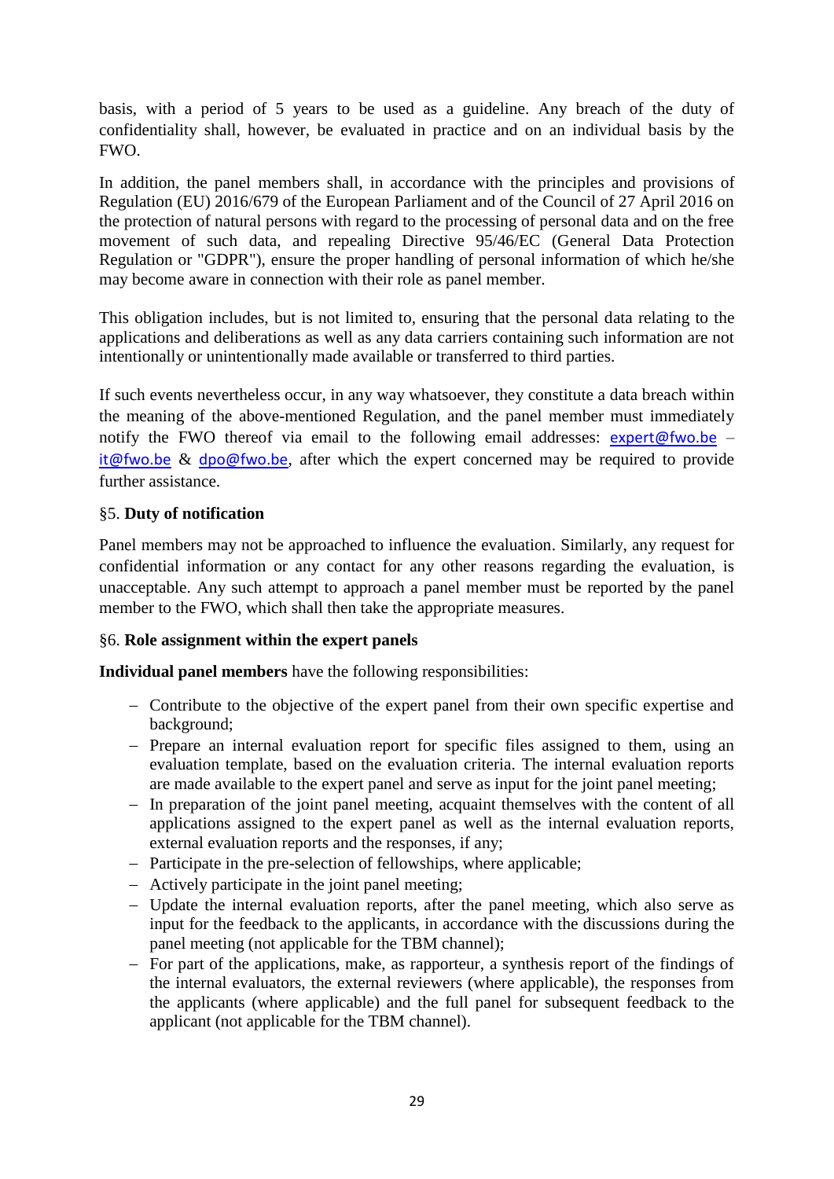basis, with a period of 5 years to be used as a guideline. Any breach of the duty of confidentiality shall, however, be evaluated in practice and on an individual basis by the FWO.

In addition, the panel members shall, in accordance with the principles and provisions of Regulation (EU) 2016/679 of the European Parliament and of the Council of 27 April 2016 on the protection of natural persons with regard to the processing of personal data and on the free movement of such data, and repealing Directive 95/46/EC (General Data Protection Regulation or "GDPR"), ensure the proper handling of personal information of which he/she may become aware in connection with their role as panel member.

This obligation includes, but is not limited to, ensuring that the personal data relating to the applications and deliberations as well as any data carriers containing such information are not intentionally or unintentionally made available or transferred to third parties.

If such events nevertheless occur, in any way whatsoever, they constitute a data breach within the meaning of the above-mentioned Regulation, and the panel member must immediately notify the FWO thereof via email to the following email addresses: expert@fwo.be – it@fwo.be & dpo@fwo.be, after which the expert concerned may be required to provide further assistance.

§5. **Duty of notification**

Panel members may not be approached to influence the evaluation. Similarly, any request for confidential information or any contact for any other reasons regarding the evaluation, is unacceptable. Any such attempt to approach a panel member must be reported by the panel member to the FWO, which shall then take the appropriate measures.

§6. **Role assignment within the expert panels**

**Individual panel members** have the following responsibilities:

- Contribute to the objective of the expert panel from their own specific expertise and background;
- Prepare an internal evaluation report for specific files assigned to them, using an evaluation template, based on the evaluation criteria. The internal evaluation reports are made available to the expert panel and serve as input for the joint panel meeting;
- In preparation of the joint panel meeting, acquaint themselves with the content of all applications assigned to the expert panel as well as the internal evaluation reports, external evaluation reports and the responses, if any;
- Participate in the pre-selection of fellowships, where applicable;
- Actively participate in the joint panel meeting;
- Update the internal evaluation reports, after the panel meeting, which also serve as input for the feedback to the applicants, in accordance with the discussions during the panel meeting (not applicable for the TBM channel);
- For part of the applications, make, as rapporteur, a synthesis report of the findings of the internal evaluators, the external reviewers (where applicable), the responses from the applicants (where applicable) and the full panel for subsequent feedback to the applicant (not applicable for the TBM channel).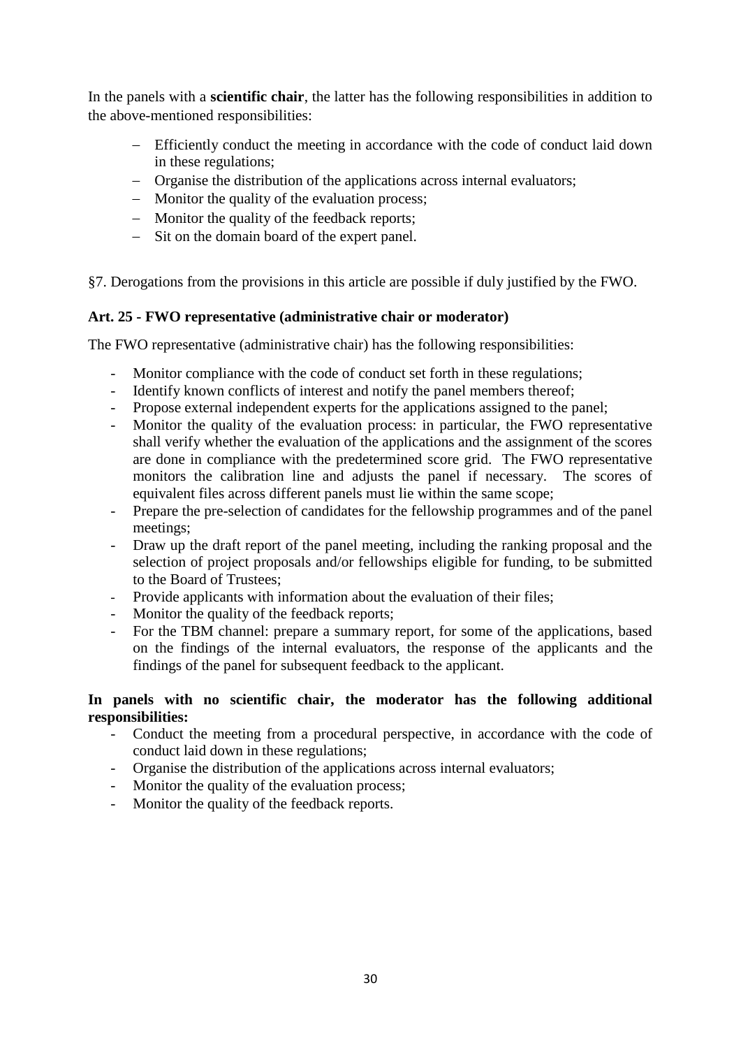In the panels with a **scientific chair**, the latter has the following responsibilities in addition to the above-mentioned responsibilities:

- Efficiently conduct the meeting in accordance with the code of conduct laid down in these regulations;
- Organise the distribution of the applications across internal evaluators;
- Monitor the quality of the evaluation process;
- Monitor the quality of the feedback reports;
- Sit on the domain board of the expert panel.

§7. Derogations from the provisions in this article are possible if duly justified by the FWO.

### Art. 25 - FWO representative (administrative chair or moderator)

The FWO representative (administrative chair) has the following responsibilities:

- Monitor compliance with the code of conduct set forth in these regulations;
- Identify known conflicts of interest and notify the panel members thereof;
- Propose external independent experts for the applications assigned to the panel;
- Monitor the quality of the evaluation process: in particular, the FWO representative shall verify whether the evaluation of the applications and the assignment of the scores are done in compliance with the predetermined score grid. The FWO representative monitors the calibration line and adjusts the panel if necessary. The scores of equivalent files across different panels must lie within the same scope;
- Prepare the pre-selection of candidates for the fellowship programmes and of the panel meetings;
- Draw up the draft report of the panel meeting, including the ranking proposal and the selection of project proposals and/or fellowships eligible for funding, to be submitted to the Board of Trustees;
- Provide applicants with information about the evaluation of their files;
- Monitor the quality of the feedback reports;
- For the TBM channel: prepare a summary report, for some of the applications, based on the findings of the internal evaluators, the response of the applicants and the findings of the panel for subsequent feedback to the applicant.

**In panels with no scientific chair, the moderator has the following additional responsibilities:**

- Conduct the meeting from a procedural perspective, in accordance with the code of conduct laid down in these regulations;
- Organise the distribution of the applications across internal evaluators;
- Monitor the quality of the evaluation process;
- Monitor the quality of the feedback reports.